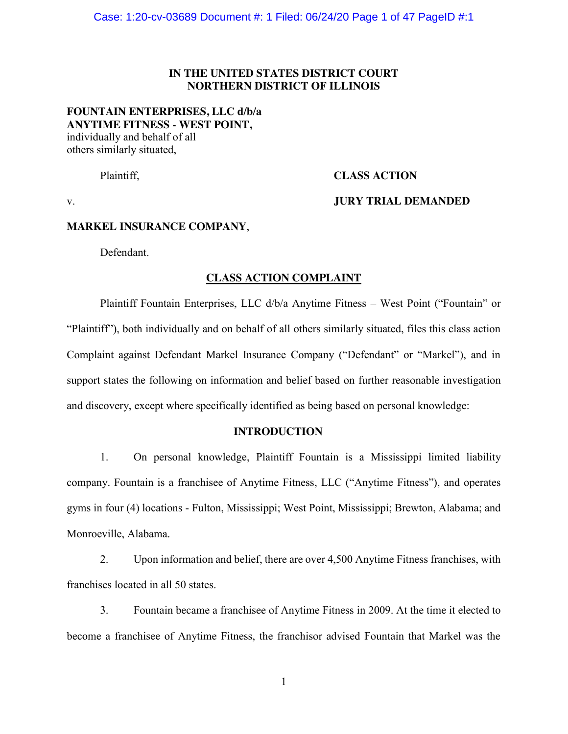**IN THE UNITED STATES DISTRICT COURT**
**NORTHERN DISTRICT OF ILLINOIS**

**FOUNTAIN ENTERPRISES, LLC d/b/a**
**ANYTIME FITNESS - WEST POINT,**
individually and behalf of all
others similarly situated,

Plaintiff,

v.

**CLASS ACTION**

**JURY TRIAL DEMANDED**

**MARKEL INSURANCE COMPANY**,

Defendant.

## CLASS ACTION COMPLAINT

Plaintiff Fountain Enterprises, LLC d/b/a Anytime Fitness – West Point ("Fountain" or "Plaintiff"), both individually and on behalf of all others similarly situated, files this class action Complaint against Defendant Markel Insurance Company ("Defendant" or "Markel"), and in support states the following on information and belief based on further reasonable investigation and discovery, except where specifically identified as being based on personal knowledge:

### INTRODUCTION

1. On personal knowledge, Plaintiff Fountain is a Mississippi limited liability company. Fountain is a franchisee of Anytime Fitness, LLC ("Anytime Fitness"), and operates gyms in four (4) locations - Fulton, Mississippi; West Point, Mississippi; Brewton, Alabama; and Monroeville, Alabama.

2. Upon information and belief, there are over 4,500 Anytime Fitness franchises, with franchises located in all 50 states.

3. Fountain became a franchisee of Anytime Fitness in 2009. At the time it elected to become a franchisee of Anytime Fitness, the franchisor advised Fountain that Markel was the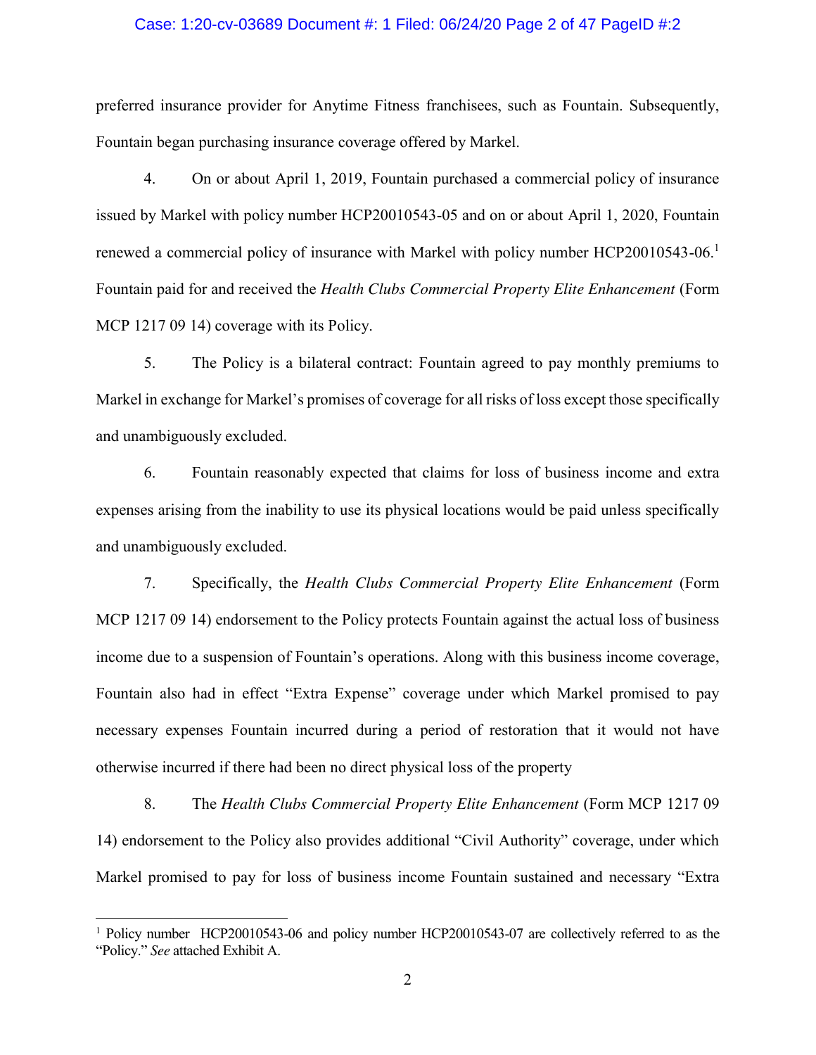preferred insurance provider for Anytime Fitness franchisees, such as Fountain. Subsequently, Fountain began purchasing insurance coverage offered by Markel.

4. On or about April 1, 2019, Fountain purchased a commercial policy of insurance issued by Markel with policy number HCP20010543-05 and on or about April 1, 2020, Fountain renewed a commercial policy of insurance with Markel with policy number HCP20010543-06.[1] Fountain paid for and received the *Health Clubs Commercial Property Elite Enhancement* (Form MCP 1217 09 14) coverage with its Policy.

5. The Policy is a bilateral contract: Fountain agreed to pay monthly premiums to Markel in exchange for Markel's promises of coverage for all risks of loss except those specifically and unambiguously excluded.

6. Fountain reasonably expected that claims for loss of business income and extra expenses arising from the inability to use its physical locations would be paid unless specifically and unambiguously excluded.

7. Specifically, the *Health Clubs Commercial Property Elite Enhancement* (Form MCP 1217 09 14) endorsement to the Policy protects Fountain against the actual loss of business income due to a suspension of Fountain's operations. Along with this business income coverage, Fountain also had in effect "Extra Expense" coverage under which Markel promised to pay necessary expenses Fountain incurred during a period of restoration that it would not have otherwise incurred if there had been no direct physical loss of the property

8. The *Health Clubs Commercial Property Elite Enhancement* (Form MCP 1217 09 14) endorsement to the Policy also provides additional "Civil Authority" coverage, under which Markel promised to pay for loss of business income Fountain sustained and necessary "Extra

---

[1] Policy number HCP20010543-06 and policy number HCP20010543-07 are collectively referred to as the "Policy." *See* attached Exhibit A.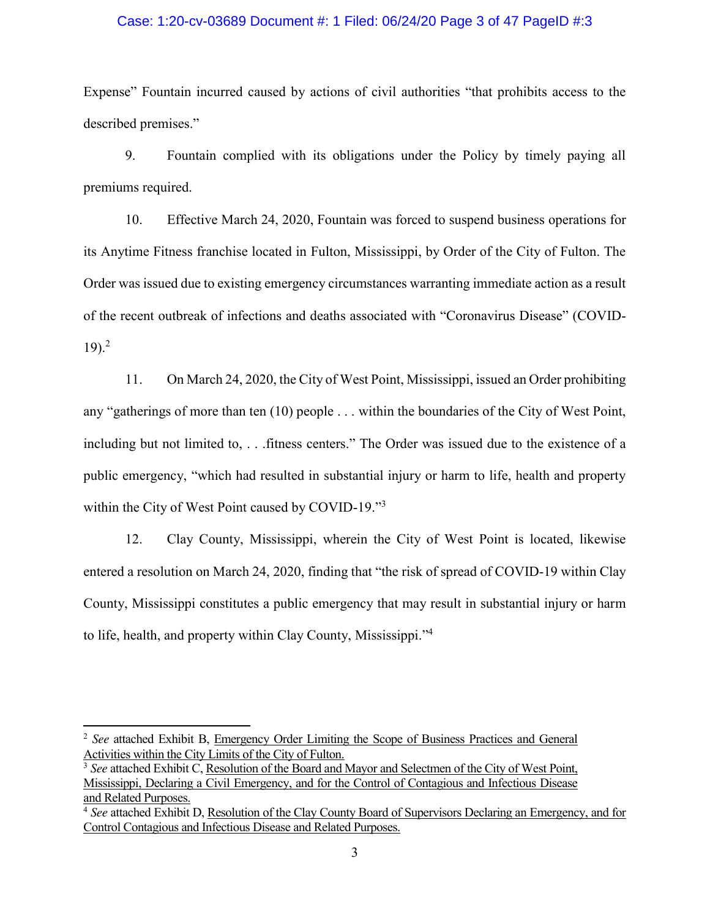Expense" Fountain incurred caused by actions of civil authorities "that prohibits access to the described premises."

9. Fountain complied with its obligations under the Policy by timely paying all premiums required.

10. Effective March 24, 2020, Fountain was forced to suspend business operations for its Anytime Fitness franchise located in Fulton, Mississippi, by Order of the City of Fulton. The Order was issued due to existing emergency circumstances warranting immediate action as a result of the recent outbreak of infections and deaths associated with "Coronavirus Disease" (COVID-19).[2]

11. On March 24, 2020, the City of West Point, Mississippi, issued an Order prohibiting any "gatherings of more than ten (10) people . . . within the boundaries of the City of West Point, including but not limited to, . . .fitness centers." The Order was issued due to the existence of a public emergency, "which had resulted in substantial injury or harm to life, health and property within the City of West Point caused by COVID-19."[3]

12. Clay County, Mississippi, wherein the City of West Point is located, likewise entered a resolution on March 24, 2020, finding that "the risk of spread of COVID-19 within Clay County, Mississippi constitutes a public emergency that may result in substantial injury or harm to life, health, and property within Clay County, Mississippi."[4]

---

[2] *See* attached Exhibit B, Emergency Order Limiting the Scope of Business Practices and General Activities within the City Limits of the City of Fulton.

[3] *See* attached Exhibit C, Resolution of the Board and Mayor and Selectmen of the City of West Point, Mississippi, Declaring a Civil Emergency, and for the Control of Contagious and Infectious Disease and Related Purposes.

[4] *See* attached Exhibit D, Resolution of the Clay County Board of Supervisors Declaring an Emergency, and for Control Contagious and Infectious Disease and Related Purposes.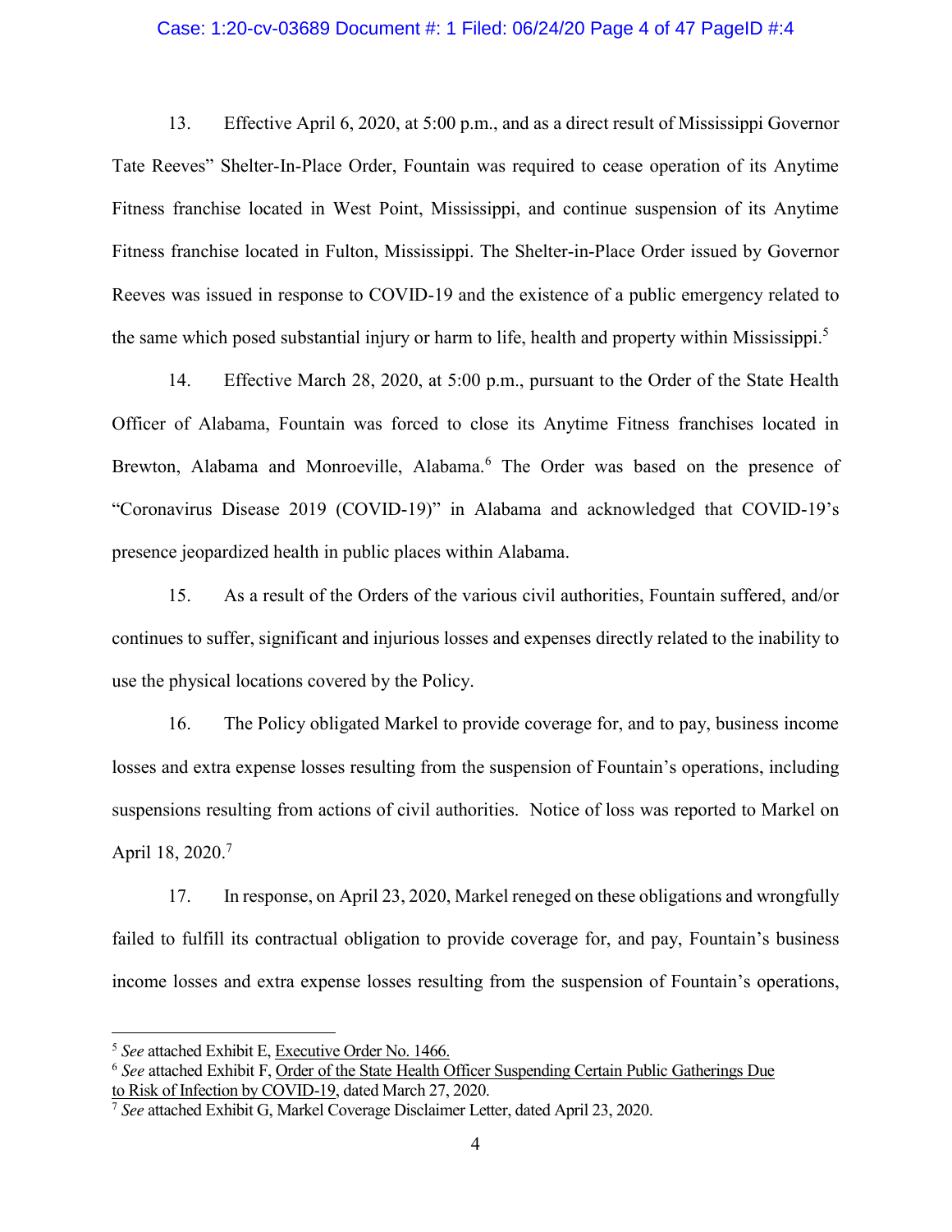13. Effective April 6, 2020, at 5:00 p.m., and as a direct result of Mississippi Governor Tate Reeves" Shelter-In-Place Order, Fountain was required to cease operation of its Anytime Fitness franchise located in West Point, Mississippi, and continue suspension of its Anytime Fitness franchise located in Fulton, Mississippi. The Shelter-in-Place Order issued by Governor Reeves was issued in response to COVID-19 and the existence of a public emergency related to the same which posed substantial injury or harm to life, health and property within Mississippi.[5]

14. Effective March 28, 2020, at 5:00 p.m., pursuant to the Order of the State Health Officer of Alabama, Fountain was forced to close its Anytime Fitness franchises located in Brewton, Alabama and Monroeville, Alabama.[6] The Order was based on the presence of "Coronavirus Disease 2019 (COVID-19)" in Alabama and acknowledged that COVID-19's presence jeopardized health in public places within Alabama.

15. As a result of the Orders of the various civil authorities, Fountain suffered, and/or continues to suffer, significant and injurious losses and expenses directly related to the inability to use the physical locations covered by the Policy.

16. The Policy obligated Markel to provide coverage for, and to pay, business income losses and extra expense losses resulting from the suspension of Fountain's operations, including suspensions resulting from actions of civil authorities. Notice of loss was reported to Markel on April 18, 2020.[7]

17. In response, on April 23, 2020, Markel reneged on these obligations and wrongfully failed to fulfill its contractual obligation to provide coverage for, and pay, Fountain's business income losses and extra expense losses resulting from the suspension of Fountain's operations,

---

[5] *See* attached Exhibit E, Executive Order No. 1466.

[6] *See* attached Exhibit F, Order of the State Health Officer Suspending Certain Public Gatherings Due to Risk of Infection by COVID-19, dated March 27, 2020.

[7] *See* attached Exhibit G, Markel Coverage Disclaimer Letter, dated April 23, 2020.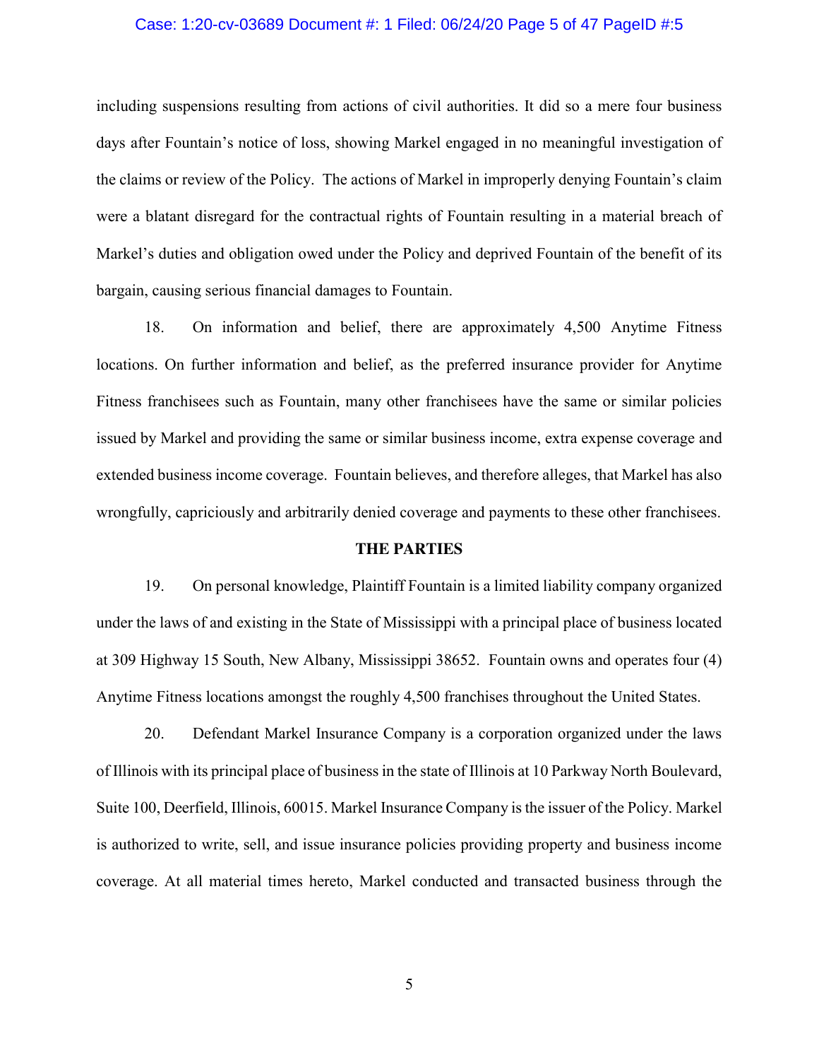including suspensions resulting from actions of civil authorities. It did so a mere four business days after Fountain's notice of loss, showing Markel engaged in no meaningful investigation of the claims or review of the Policy. The actions of Markel in improperly denying Fountain's claim were a blatant disregard for the contractual rights of Fountain resulting in a material breach of Markel's duties and obligation owed under the Policy and deprived Fountain of the benefit of its bargain, causing serious financial damages to Fountain.

18. On information and belief, there are approximately 4,500 Anytime Fitness locations. On further information and belief, as the preferred insurance provider for Anytime Fitness franchisees such as Fountain, many other franchisees have the same or similar policies issued by Markel and providing the same or similar business income, extra expense coverage and extended business income coverage. Fountain believes, and therefore alleges, that Markel has also wrongfully, capriciously and arbitrarily denied coverage and payments to these other franchisees.

## THE PARTIES

19. On personal knowledge, Plaintiff Fountain is a limited liability company organized under the laws of and existing in the State of Mississippi with a principal place of business located at 309 Highway 15 South, New Albany, Mississippi 38652. Fountain owns and operates four (4) Anytime Fitness locations amongst the roughly 4,500 franchises throughout the United States.

20. Defendant Markel Insurance Company is a corporation organized under the laws of Illinois with its principal place of business in the state of Illinois at 10 Parkway North Boulevard, Suite 100, Deerfield, Illinois, 60015. Markel Insurance Company is the issuer of the Policy. Markel is authorized to write, sell, and issue insurance policies providing property and business income coverage. At all material times hereto, Markel conducted and transacted business through the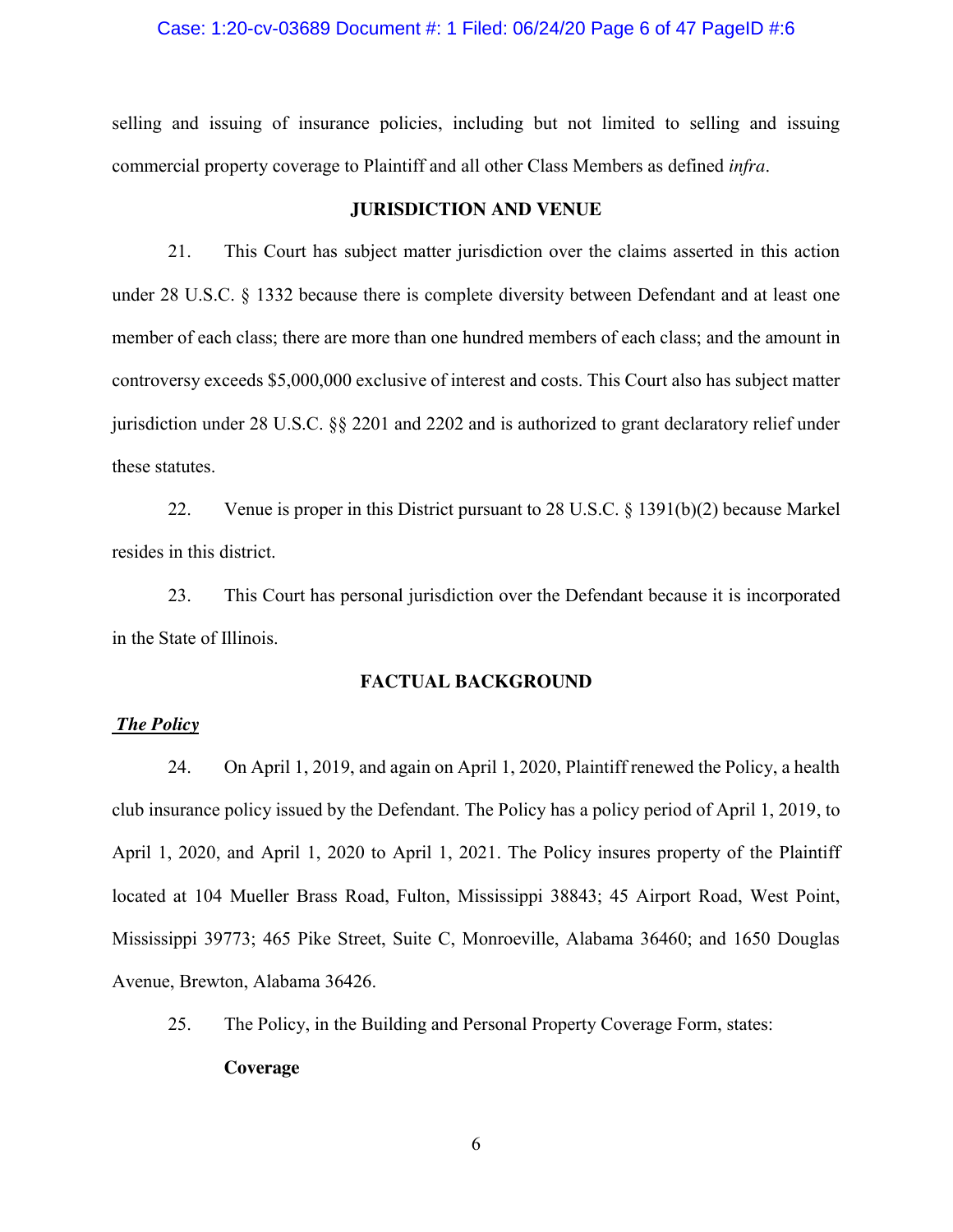selling and issuing of insurance policies, including but not limited to selling and issuing commercial property coverage to Plaintiff and all other Class Members as defined *infra*.

## JURISDICTION AND VENUE

21. This Court has subject matter jurisdiction over the claims asserted in this action under 28 U.S.C. § 1332 because there is complete diversity between Defendant and at least one member of each class; there are more than one hundred members of each class; and the amount in controversy exceeds $5,000,000 exclusive of interest and costs. This Court also has subject matter jurisdiction under 28 U.S.C. §§ 2201 and 2202 and is authorized to grant declaratory relief under these statutes.

22. Venue is proper in this District pursuant to 28 U.S.C. § 1391(b)(2) because Markel resides in this district.

23. This Court has personal jurisdiction over the Defendant because it is incorporated in the State of Illinois.

## FACTUAL BACKGROUND

***The Policy***

24. On April 1, 2019, and again on April 1, 2020, Plaintiff renewed the Policy, a health club insurance policy issued by the Defendant. The Policy has a policy period of April 1, 2019, to April 1, 2020, and April 1, 2020 to April 1, 2021. The Policy insures property of the Plaintiff located at 104 Mueller Brass Road, Fulton, Mississippi 38843; 45 Airport Road, West Point, Mississippi 39773; 465 Pike Street, Suite C, Monroeville, Alabama 36460; and 1650 Douglas Avenue, Brewton, Alabama 36426.

25. The Policy, in the Building and Personal Property Coverage Form, states:

**Coverage**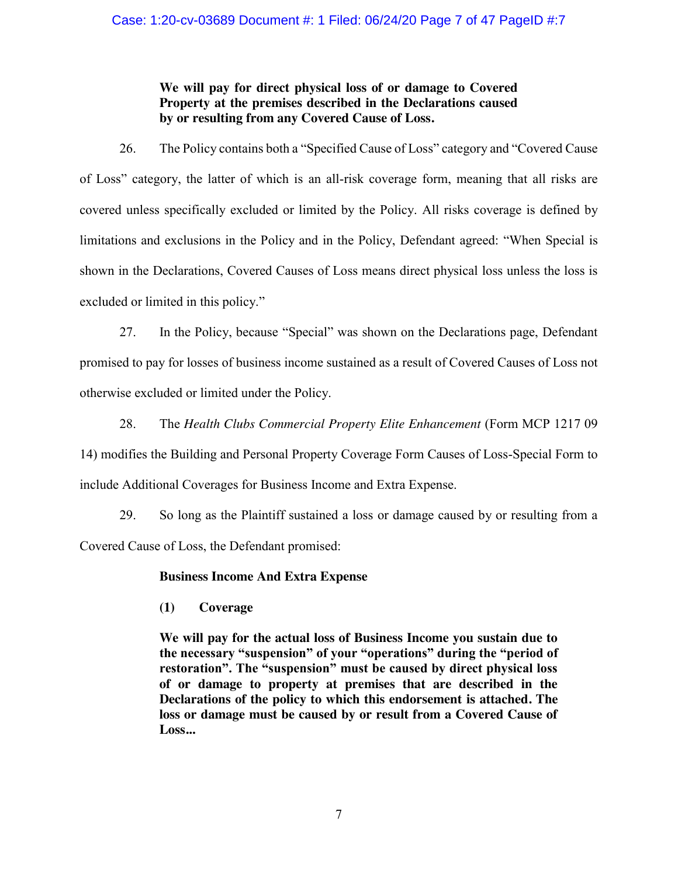> **We will pay for direct physical loss of or damage to Covered Property at the premises described in the Declarations caused by or resulting from any Covered Cause of Loss.**

26. The Policy contains both a "Specified Cause of Loss" category and "Covered Cause of Loss" category, the latter of which is an all-risk coverage form, meaning that all risks are covered unless specifically excluded or limited by the Policy. All risks coverage is defined by limitations and exclusions in the Policy and in the Policy, Defendant agreed: "When Special is shown in the Declarations, Covered Causes of Loss means direct physical loss unless the loss is excluded or limited in this policy."

27. In the Policy, because "Special" was shown on the Declarations page, Defendant promised to pay for losses of business income sustained as a result of Covered Causes of Loss not otherwise excluded or limited under the Policy.

28. The *Health Clubs Commercial Property Elite Enhancement* (Form MCP 1217 09 14) modifies the Building and Personal Property Coverage Form Causes of Loss-Special Form to include Additional Coverages for Business Income and Extra Expense.

29. So long as the Plaintiff sustained a loss or damage caused by or resulting from a Covered Cause of Loss, the Defendant promised:

> **Business Income And Extra Expense**
>
> **(1) Coverage**
>
> **We will pay for the actual loss of Business Income you sustain due to the necessary "suspension" of your "operations" during the "period of restoration". The "suspension" must be caused by direct physical loss of or damage to property at premises that are described in the Declarations of the policy to which this endorsement is attached. The loss or damage must be caused by or result from a Covered Cause of Loss...**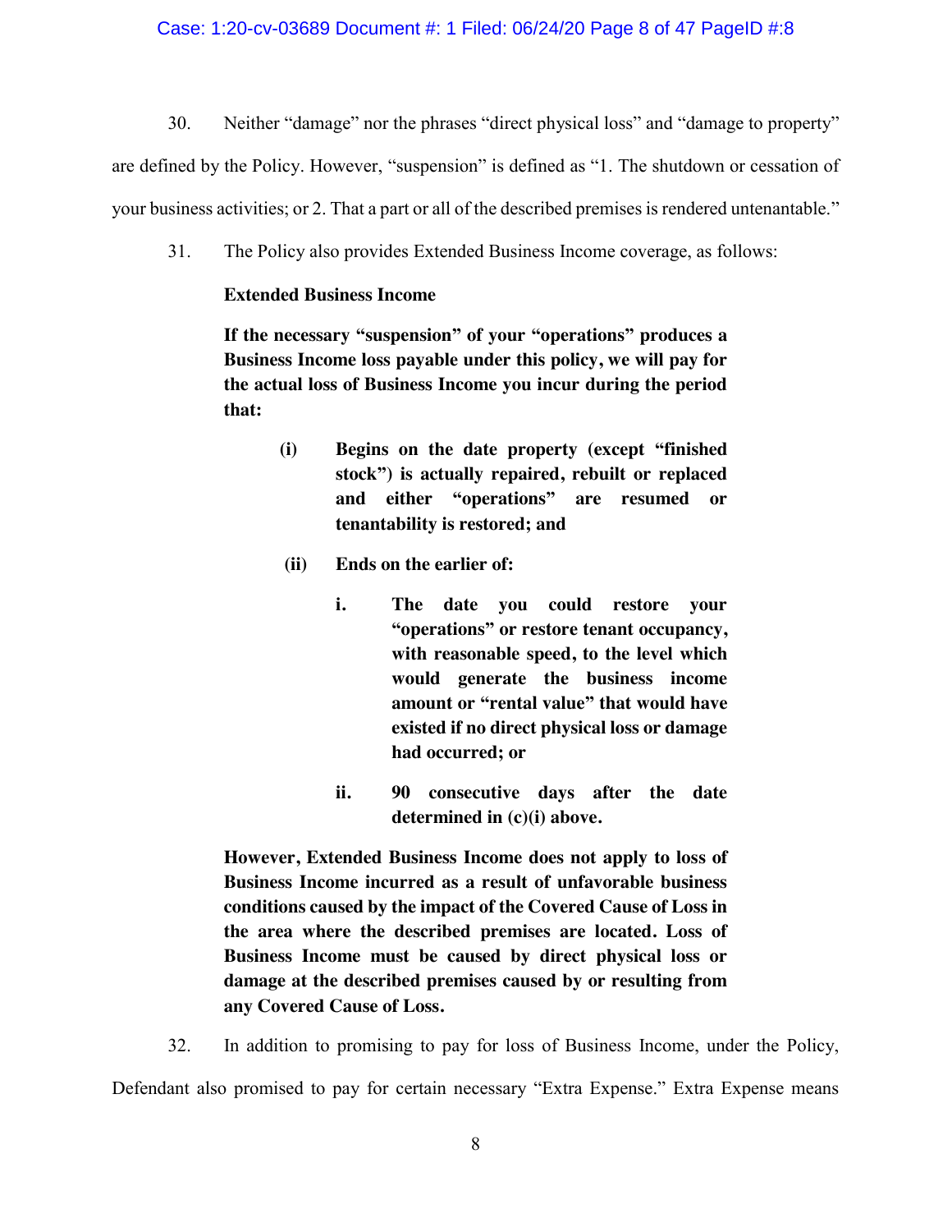30. Neither "damage" nor the phrases "direct physical loss" and "damage to property" are defined by the Policy. However, "suspension" is defined as "1. The shutdown or cessation of your business activities; or 2. That a part or all of the described premises is rendered untenantable."

31. The Policy also provides Extended Business Income coverage, as follows:

> **Extended Business Income**
>
> **If the necessary "suspension" of your "operations" produces a Business Income loss payable under this policy, we will pay for the actual loss of Business Income you incur during the period that:**
>
> **(i) Begins on the date property (except "finished stock") is actually repaired, rebuilt or replaced and either "operations" are resumed or tenantability is restored; and**
>
> **(ii) Ends on the earlier of:**
>
> **i. The date you could restore your "operations" or restore tenant occupancy, with reasonable speed, to the level which would generate the business income amount or "rental value" that would have existed if no direct physical loss or damage had occurred; or**
>
> **ii. 90 consecutive days after the date determined in (c)(i) above.**
>
> **However, Extended Business Income does not apply to loss of Business Income incurred as a result of unfavorable business conditions caused by the impact of the Covered Cause of Loss in the area where the described premises are located. Loss of Business Income must be caused by direct physical loss or damage at the described premises caused by or resulting from any Covered Cause of Loss.**

32. In addition to promising to pay for loss of Business Income, under the Policy, Defendant also promised to pay for certain necessary "Extra Expense." Extra Expense means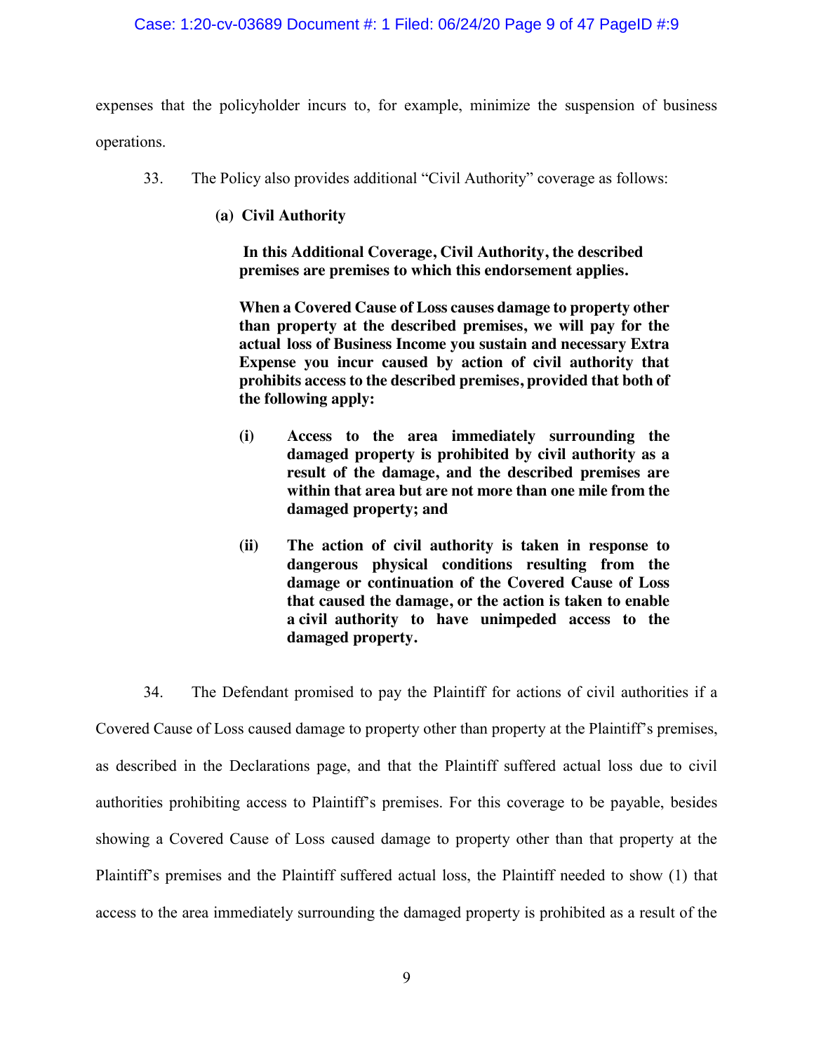expenses that the policyholder incurs to, for example, minimize the suspension of business operations.

33. The Policy also provides additional "Civil Authority" coverage as follows:

> **(a) Civil Authority**
>
> **In this Additional Coverage, Civil Authority, the described premises are premises to which this endorsement applies.**
>
> **When a Covered Cause of Loss causes damage to property other than property at the described premises, we will pay for the actual loss of Business Income you sustain and necessary Extra Expense you incur caused by action of civil authority that prohibits access to the described premises, provided that both of the following apply:**
>
> **(i) Access to the area immediately surrounding the damaged property is prohibited by civil authority as a result of the damage, and the described premises are within that area but are not more than one mile from the damaged property; and**
>
> **(ii) The action of civil authority is taken in response to dangerous physical conditions resulting from the damage or continuation of the Covered Cause of Loss that caused the damage, or the action is taken to enable a civil authority to have unimpeded access to the damaged property.**

34. The Defendant promised to pay the Plaintiff for actions of civil authorities if a Covered Cause of Loss caused damage to property other than property at the Plaintiff's premises, as described in the Declarations page, and that the Plaintiff suffered actual loss due to civil authorities prohibiting access to Plaintiff's premises. For this coverage to be payable, besides showing a Covered Cause of Loss caused damage to property other than that property at the Plaintiff's premises and the Plaintiff suffered actual loss, the Plaintiff needed to show (1) that access to the area immediately surrounding the damaged property is prohibited as a result of the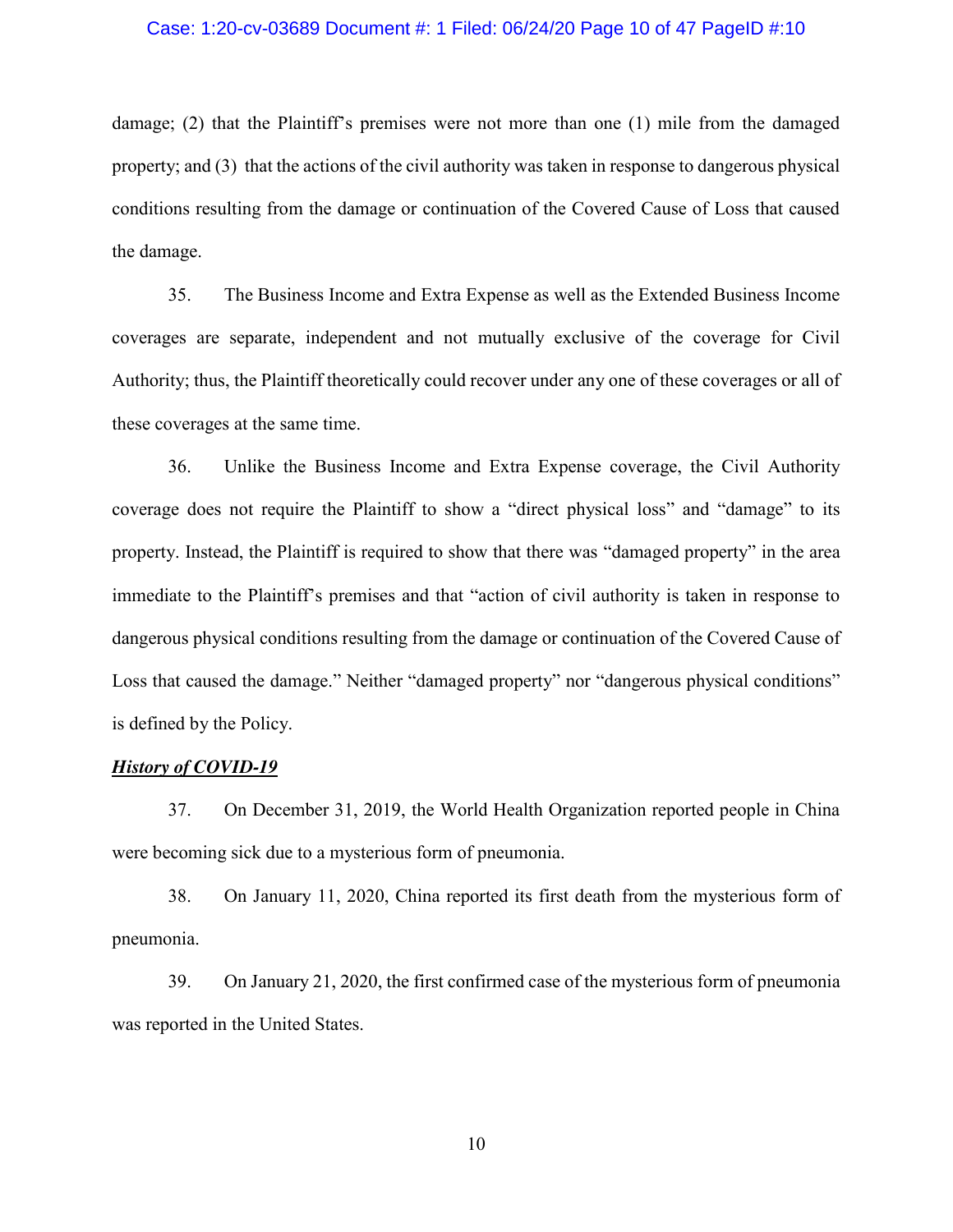damage; (2) that the Plaintiff's premises were not more than one (1) mile from the damaged property; and (3) that the actions of the civil authority was taken in response to dangerous physical conditions resulting from the damage or continuation of the Covered Cause of Loss that caused the damage.

35. The Business Income and Extra Expense as well as the Extended Business Income coverages are separate, independent and not mutually exclusive of the coverage for Civil Authority; thus, the Plaintiff theoretically could recover under any one of these coverages or all of these coverages at the same time.

36. Unlike the Business Income and Extra Expense coverage, the Civil Authority coverage does not require the Plaintiff to show a "direct physical loss" and "damage" to its property. Instead, the Plaintiff is required to show that there was "damaged property" in the area immediate to the Plaintiff's premises and that "action of civil authority is taken in response to dangerous physical conditions resulting from the damage or continuation of the Covered Cause of Loss that caused the damage." Neither "damaged property" nor "dangerous physical conditions" is defined by the Policy.

***History of COVID-19***

37. On December 31, 2019, the World Health Organization reported people in China were becoming sick due to a mysterious form of pneumonia.

38. On January 11, 2020, China reported its first death from the mysterious form of pneumonia.

39. On January 21, 2020, the first confirmed case of the mysterious form of pneumonia was reported in the United States.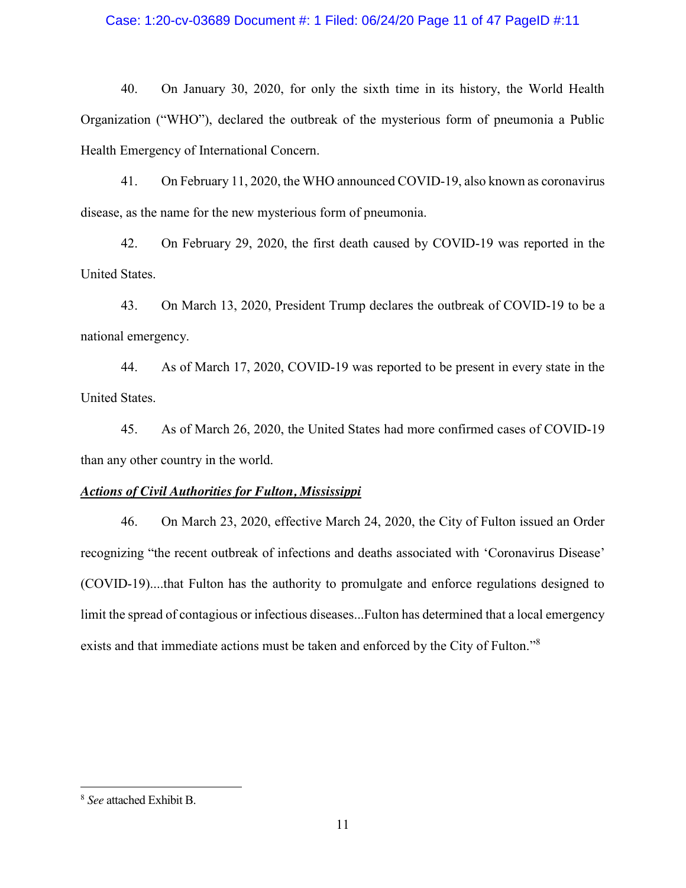40. On January 30, 2020, for only the sixth time in its history, the World Health Organization ("WHO"), declared the outbreak of the mysterious form of pneumonia a Public Health Emergency of International Concern.

41. On February 11, 2020, the WHO announced COVID-19, also known as coronavirus disease, as the name for the new mysterious form of pneumonia.

42. On February 29, 2020, the first death caused by COVID-19 was reported in the United States.

43. On March 13, 2020, President Trump declares the outbreak of COVID-19 to be a national emergency.

44. As of March 17, 2020, COVID-19 was reported to be present in every state in the United States.

45. As of March 26, 2020, the United States had more confirmed cases of COVID-19 than any other country in the world.

***Actions of Civil Authorities for Fulton, Mississippi***

46. On March 23, 2020, effective March 24, 2020, the City of Fulton issued an Order recognizing "the recent outbreak of infections and deaths associated with 'Coronavirus Disease' (COVID-19)....that Fulton has the authority to promulgate and enforce regulations designed to limit the spread of contagious or infectious diseases...Fulton has determined that a local emergency exists and that immediate actions must be taken and enforced by the City of Fulton."[8]

---

[8] *See* attached Exhibit B.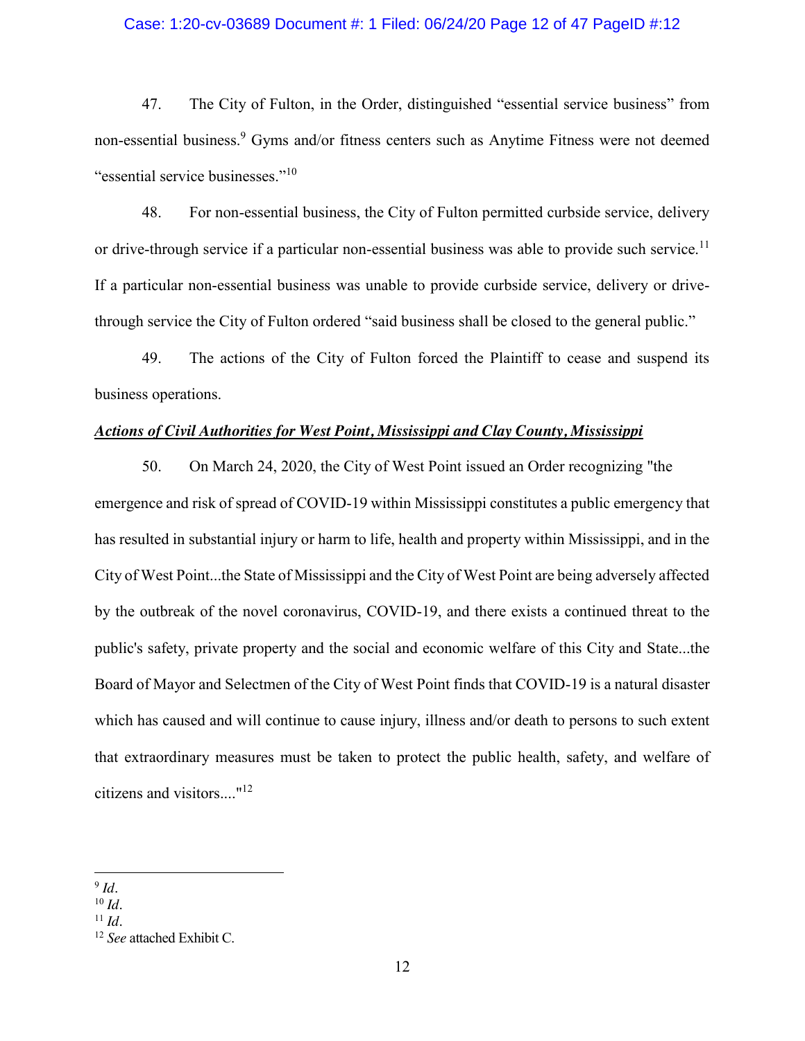47. The City of Fulton, in the Order, distinguished "essential service business" from non-essential business.[9] Gyms and/or fitness centers such as Anytime Fitness were not deemed "essential service businesses."[10]

48. For non-essential business, the City of Fulton permitted curbside service, delivery or drive-through service if a particular non-essential business was able to provide such service.[11] If a particular non-essential business was unable to provide curbside service, delivery or drive-through service the City of Fulton ordered "said business shall be closed to the general public."

49. The actions of the City of Fulton forced the Plaintiff to cease and suspend its business operations.

***Actions of Civil Authorities for West Point, Mississippi and Clay County, Mississippi***

50. On March 24, 2020, the City of West Point issued an Order recognizing "the emergence and risk of spread of COVID-19 within Mississippi constitutes a public emergency that has resulted in substantial injury or harm to life, health and property within Mississippi, and in the City of West Point...the State of Mississippi and the City of West Point are being adversely affected by the outbreak of the novel coronavirus, COVID-19, and there exists a continued threat to the public's safety, private property and the social and economic welfare of this City and State...the Board of Mayor and Selectmen of the City of West Point finds that COVID-19 is a natural disaster which has caused and will continue to cause injury, illness and/or death to persons to such extent that extraordinary measures must be taken to protect the public health, safety, and welfare of citizens and visitors...."[12]

---

[9] *Id*.

[10] *Id*.

[11] *Id*.

[12] *See* attached Exhibit C.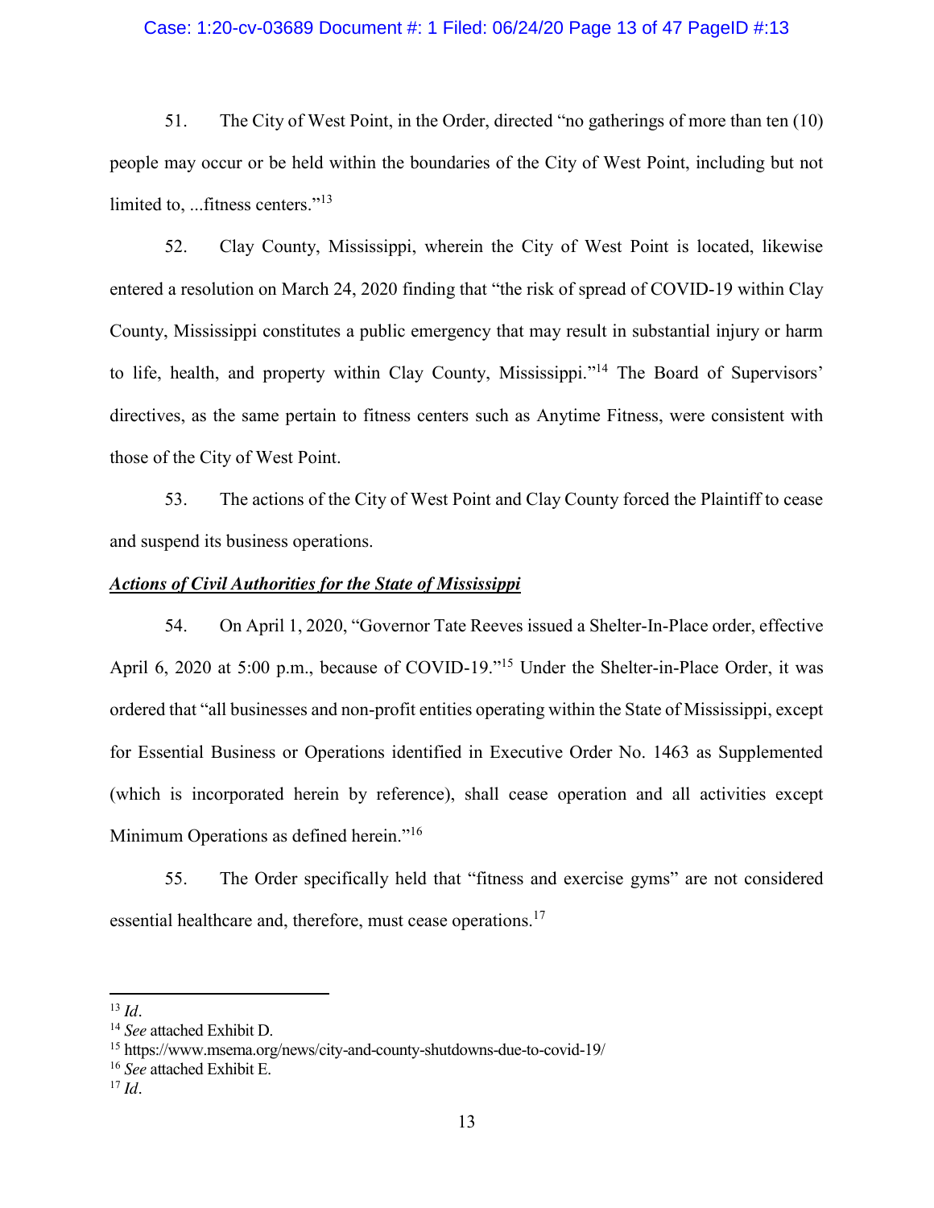51. The City of West Point, in the Order, directed "no gatherings of more than ten (10) people may occur or be held within the boundaries of the City of West Point, including but not limited to, ...fitness centers."[13]

52. Clay County, Mississippi, wherein the City of West Point is located, likewise entered a resolution on March 24, 2020 finding that "the risk of spread of COVID-19 within Clay County, Mississippi constitutes a public emergency that may result in substantial injury or harm to life, health, and property within Clay County, Mississippi."[14] The Board of Supervisors' directives, as the same pertain to fitness centers such as Anytime Fitness, were consistent with those of the City of West Point.

53. The actions of the City of West Point and Clay County forced the Plaintiff to cease and suspend its business operations.

***Actions of Civil Authorities for the State of Mississippi***

54. On April 1, 2020, "Governor Tate Reeves issued a Shelter-In-Place order, effective April 6, 2020 at 5:00 p.m., because of COVID-19."[15] Under the Shelter-in-Place Order, it was ordered that "all businesses and non-profit entities operating within the State of Mississippi, except for Essential Business or Operations identified in Executive Order No. 1463 as Supplemented (which is incorporated herein by reference), shall cease operation and all activities except Minimum Operations as defined herein."[16]

55. The Order specifically held that "fitness and exercise gyms" are not considered essential healthcare and, therefore, must cease operations.[17]

---

[13] *Id*.

[14] *See* attached Exhibit D.

[15] https://www.msema.org/news/city-and-county-shutdowns-due-to-covid-19/

[16] *See* attached Exhibit E.

[17] *Id*.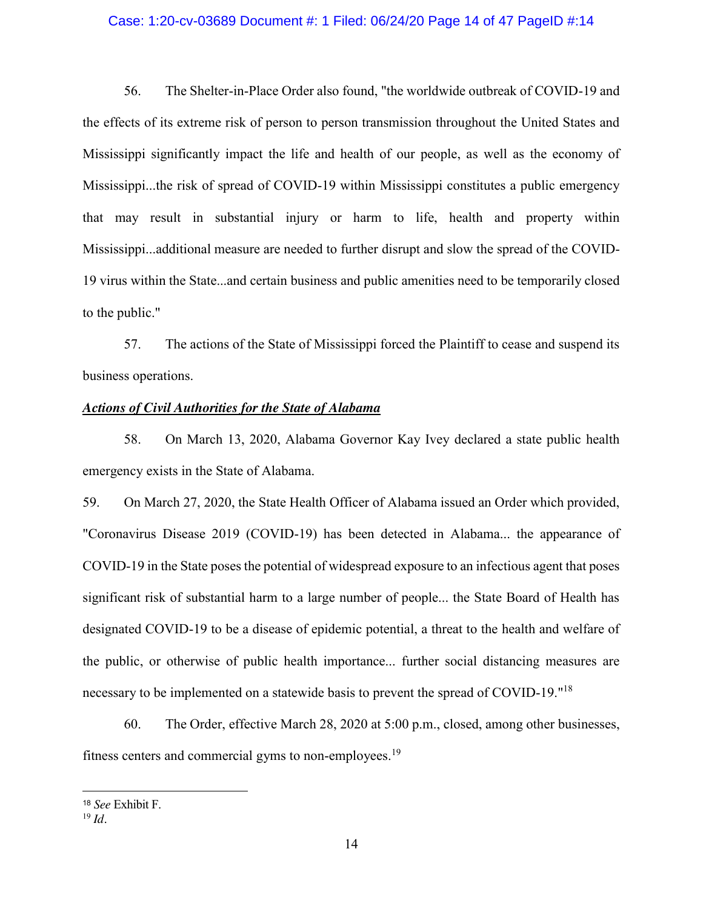56. The Shelter-in-Place Order also found, "the worldwide outbreak of COVID-19 and the effects of its extreme risk of person to person transmission throughout the United States and Mississippi significantly impact the life and health of our people, as well as the economy of Mississippi...the risk of spread of COVID-19 within Mississippi constitutes a public emergency that may result in substantial injury or harm to life, health and property within Mississippi...additional measure are needed to further disrupt and slow the spread of the COVID-19 virus within the State...and certain business and public amenities need to be temporarily closed to the public."

57. The actions of the State of Mississippi forced the Plaintiff to cease and suspend its business operations.

***Actions of Civil Authorities for the State of Alabama***

58. On March 13, 2020, Alabama Governor Kay Ivey declared a state public health emergency exists in the State of Alabama.

59. On March 27, 2020, the State Health Officer of Alabama issued an Order which provided, "Coronavirus Disease 2019 (COVID-19) has been detected in Alabama... the appearance of COVID-19 in the State poses the potential of widespread exposure to an infectious agent that poses significant risk of substantial harm to a large number of people... the State Board of Health has designated COVID-19 to be a disease of epidemic potential, a threat to the health and welfare of the public, or otherwise of public health importance... further social distancing measures are necessary to be implemented on a statewide basis to prevent the spread of COVID-19."[18]

60. The Order, effective March 28, 2020 at 5:00 p.m., closed, among other businesses, fitness centers and commercial gyms to non-employees.[19]

---

[18] *See* Exhibit F.
[19] *Id*.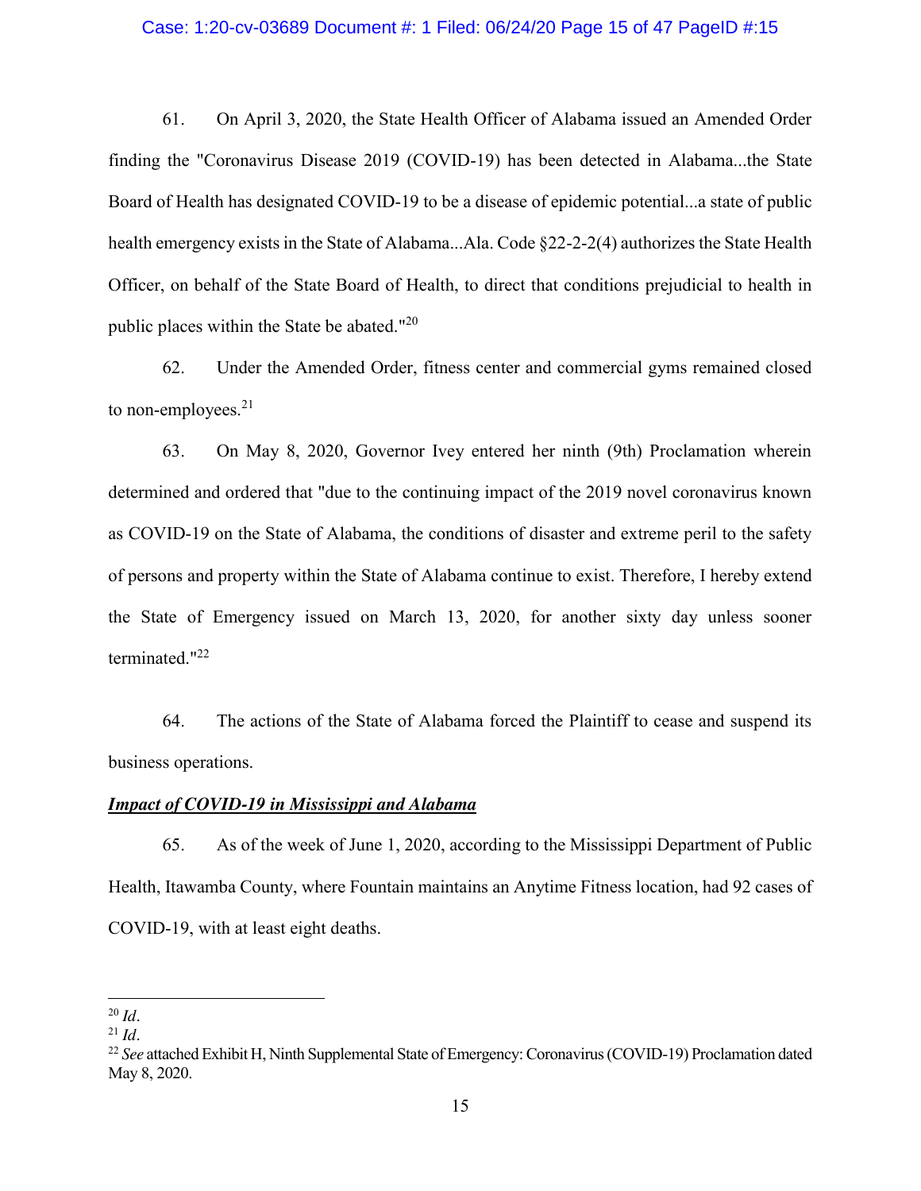61. On April 3, 2020, the State Health Officer of Alabama issued an Amended Order finding the "Coronavirus Disease 2019 (COVID-19) has been detected in Alabama...the State Board of Health has designated COVID-19 to be a disease of epidemic potential...a state of public health emergency exists in the State of Alabama...Ala. Code §22-2-2(4) authorizes the State Health Officer, on behalf of the State Board of Health, to direct that conditions prejudicial to health in public places within the State be abated."[20]

62. Under the Amended Order, fitness center and commercial gyms remained closed to non-employees.[21]

63. On May 8, 2020, Governor Ivey entered her ninth (9th) Proclamation wherein determined and ordered that "due to the continuing impact of the 2019 novel coronavirus known as COVID-19 on the State of Alabama, the conditions of disaster and extreme peril to the safety of persons and property within the State of Alabama continue to exist. Therefore, I hereby extend the State of Emergency issued on March 13, 2020, for another sixty day unless sooner terminated."[22]

64. The actions of the State of Alabama forced the Plaintiff to cease and suspend its business operations.

***Impact of COVID-19 in Mississippi and Alabama***

65. As of the week of June 1, 2020, according to the Mississippi Department of Public Health, Itawamba County, where Fountain maintains an Anytime Fitness location, had 92 cases of COVID-19, with at least eight deaths.

---

[20] *Id*.

[21] *Id*.

[22] *See* attached Exhibit H, Ninth Supplemental State of Emergency: Coronavirus (COVID-19) Proclamation dated May 8, 2020.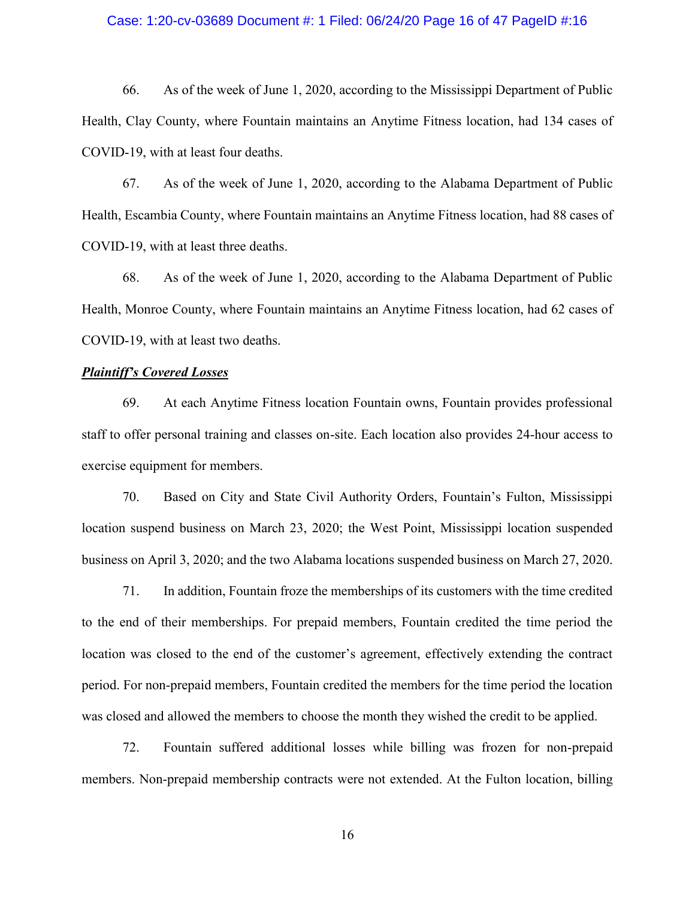66. As of the week of June 1, 2020, according to the Mississippi Department of Public Health, Clay County, where Fountain maintains an Anytime Fitness location, had 134 cases of COVID-19, with at least four deaths.

67. As of the week of June 1, 2020, according to the Alabama Department of Public Health, Escambia County, where Fountain maintains an Anytime Fitness location, had 88 cases of COVID-19, with at least three deaths.

68. As of the week of June 1, 2020, according to the Alabama Department of Public Health, Monroe County, where Fountain maintains an Anytime Fitness location, had 62 cases of COVID-19, with at least two deaths.

***Plaintiff's Covered Losses***

69. At each Anytime Fitness location Fountain owns, Fountain provides professional staff to offer personal training and classes on-site. Each location also provides 24-hour access to exercise equipment for members.

70. Based on City and State Civil Authority Orders, Fountain's Fulton, Mississippi location suspend business on March 23, 2020; the West Point, Mississippi location suspended business on April 3, 2020; and the two Alabama locations suspended business on March 27, 2020.

71. In addition, Fountain froze the memberships of its customers with the time credited to the end of their memberships. For prepaid members, Fountain credited the time period the location was closed to the end of the customer's agreement, effectively extending the contract period. For non-prepaid members, Fountain credited the members for the time period the location was closed and allowed the members to choose the month they wished the credit to be applied.

72. Fountain suffered additional losses while billing was frozen for non-prepaid members. Non-prepaid membership contracts were not extended. At the Fulton location, billing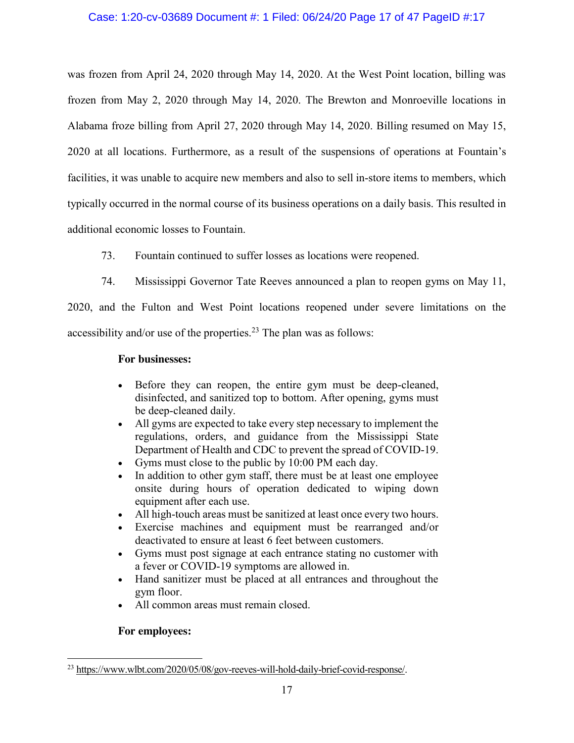was frozen from April 24, 2020 through May 14, 2020. At the West Point location, billing was frozen from May 2, 2020 through May 14, 2020. The Brewton and Monroeville locations in Alabama froze billing from April 27, 2020 through May 14, 2020. Billing resumed on May 15, 2020 at all locations. Furthermore, as a result of the suspensions of operations at Fountain's facilities, it was unable to acquire new members and also to sell in-store items to members, which typically occurred in the normal course of its business operations on a daily basis. This resulted in additional economic losses to Fountain.

73. Fountain continued to suffer losses as locations were reopened.

74. Mississippi Governor Tate Reeves announced a plan to reopen gyms on May 11, 2020, and the Fulton and West Point locations reopened under severe limitations on the accessibility and/or use of the properties.[23] The plan was as follows:

> **For businesses:**
>
> - Before they can reopen, the entire gym must be deep-cleaned, disinfected, and sanitized top to bottom. After opening, gyms must be deep-cleaned daily.
> - All gyms are expected to take every step necessary to implement the regulations, orders, and guidance from the Mississippi State Department of Health and CDC to prevent the spread of COVID-19.
> - Gyms must close to the public by 10:00 PM each day.
> - In addition to other gym staff, there must be at least one employee onsite during hours of operation dedicated to wiping down equipment after each use.
> - All high-touch areas must be sanitized at least once every two hours.
> - Exercise machines and equipment must be rearranged and/or deactivated to ensure at least 6 feet between customers.
> - Gyms must post signage at each entrance stating no customer with a fever or COVID-19 symptoms are allowed in.
> - Hand sanitizer must be placed at all entrances and throughout the gym floor.
> - All common areas must remain closed.
>
> **For employees:**

[23] https://www.wlbt.com/2020/05/08/gov-reeves-will-hold-daily-brief-covid-response/.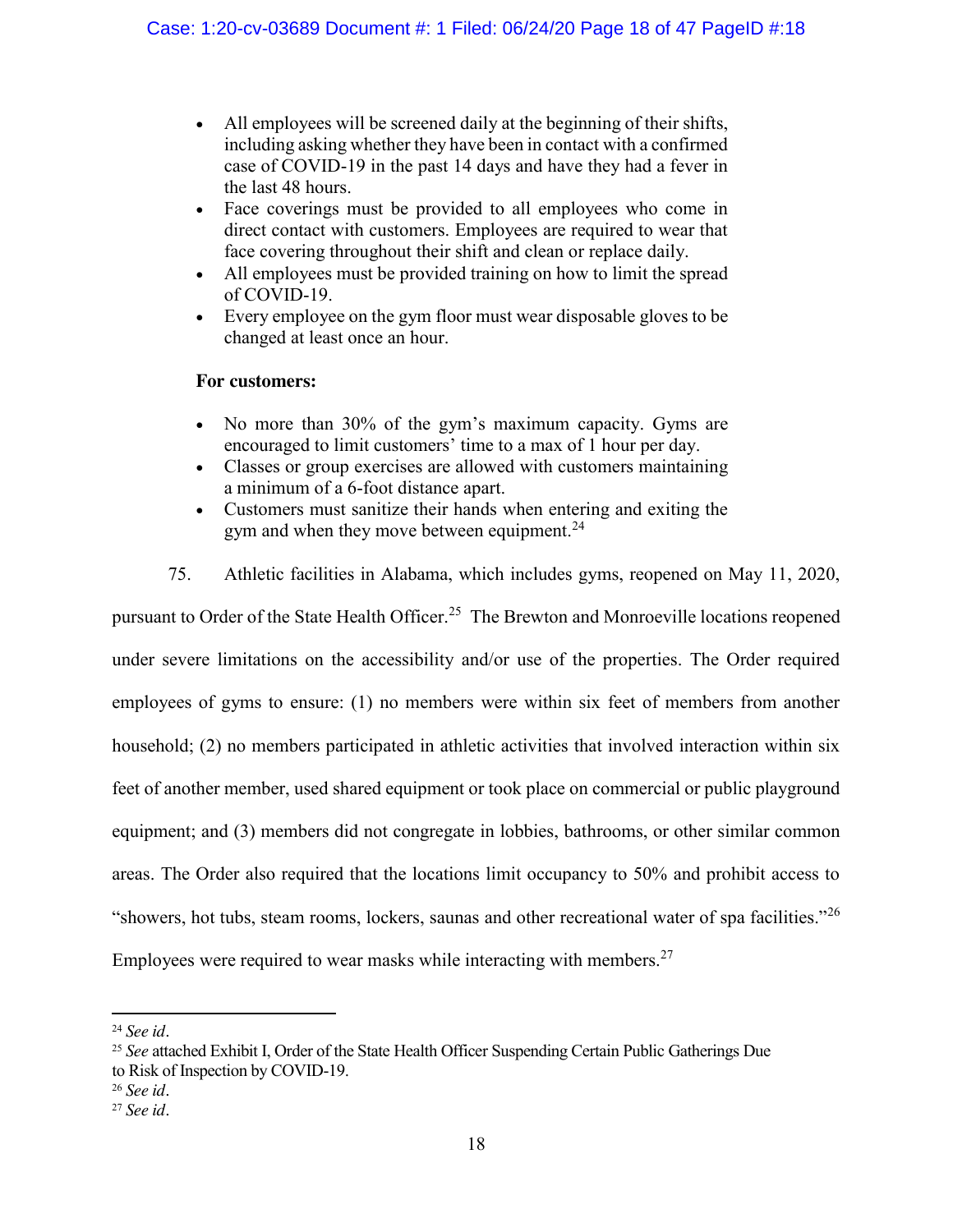- All employees will be screened daily at the beginning of their shifts, including asking whether they have been in contact with a confirmed case of COVID-19 in the past 14 days and have they had a fever in the last 48 hours.
- Face coverings must be provided to all employees who come in direct contact with customers. Employees are required to wear that face covering throughout their shift and clean or replace daily.
- All employees must be provided training on how to limit the spread of COVID-19.
- Every employee on the gym floor must wear disposable gloves to be changed at least once an hour.

**For customers:**

- No more than 30% of the gym's maximum capacity. Gyms are encouraged to limit customers' time to a max of 1 hour per day.
- Classes or group exercises are allowed with customers maintaining a minimum of a 6-foot distance apart.
- Customers must sanitize their hands when entering and exiting the gym and when they move between equipment.[24]

75. Athletic facilities in Alabama, which includes gyms, reopened on May 11, 2020, pursuant to Order of the State Health Officer.[25] The Brewton and Monroeville locations reopened under severe limitations on the accessibility and/or use of the properties. The Order required employees of gyms to ensure: (1) no members were within six feet of members from another household; (2) no members participated in athletic activities that involved interaction within six feet of another member, used shared equipment or took place on commercial or public playground equipment; and (3) members did not congregate in lobbies, bathrooms, or other similar common areas. The Order also required that the locations limit occupancy to 50% and prohibit access to "showers, hot tubs, steam rooms, lockers, saunas and other recreational water of spa facilities."[26] Employees were required to wear masks while interacting with members.[27]

---

[24] *See id*.

[25] *See* attached Exhibit I, Order of the State Health Officer Suspending Certain Public Gatherings Due to Risk of Inspection by COVID-19.

[26] *See id*.

[27] *See id*.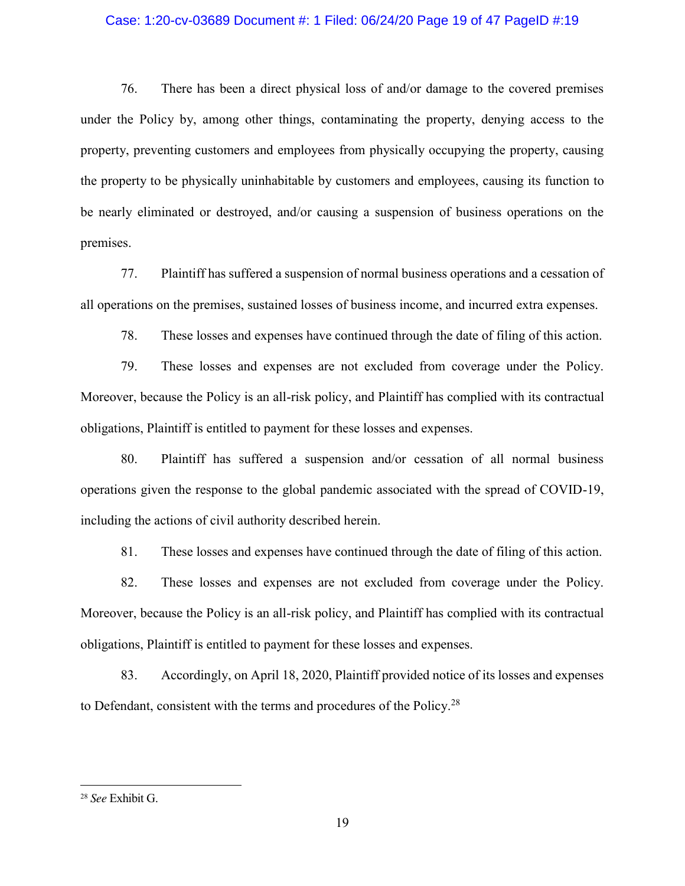76. There has been a direct physical loss of and/or damage to the covered premises under the Policy by, among other things, contaminating the property, denying access to the property, preventing customers and employees from physically occupying the property, causing the property to be physically uninhabitable by customers and employees, causing its function to be nearly eliminated or destroyed, and/or causing a suspension of business operations on the premises.

77. Plaintiff has suffered a suspension of normal business operations and a cessation of all operations on the premises, sustained losses of business income, and incurred extra expenses.

78. These losses and expenses have continued through the date of filing of this action.

79. These losses and expenses are not excluded from coverage under the Policy. Moreover, because the Policy is an all-risk policy, and Plaintiff has complied with its contractual obligations, Plaintiff is entitled to payment for these losses and expenses.

80. Plaintiff has suffered a suspension and/or cessation of all normal business operations given the response to the global pandemic associated with the spread of COVID-19, including the actions of civil authority described herein.

81. These losses and expenses have continued through the date of filing of this action.

82. These losses and expenses are not excluded from coverage under the Policy. Moreover, because the Policy is an all-risk policy, and Plaintiff has complied with its contractual obligations, Plaintiff is entitled to payment for these losses and expenses.

83. Accordingly, on April 18, 2020, Plaintiff provided notice of its losses and expenses to Defendant, consistent with the terms and procedures of the Policy.[28]

---

[28] *See* Exhibit G.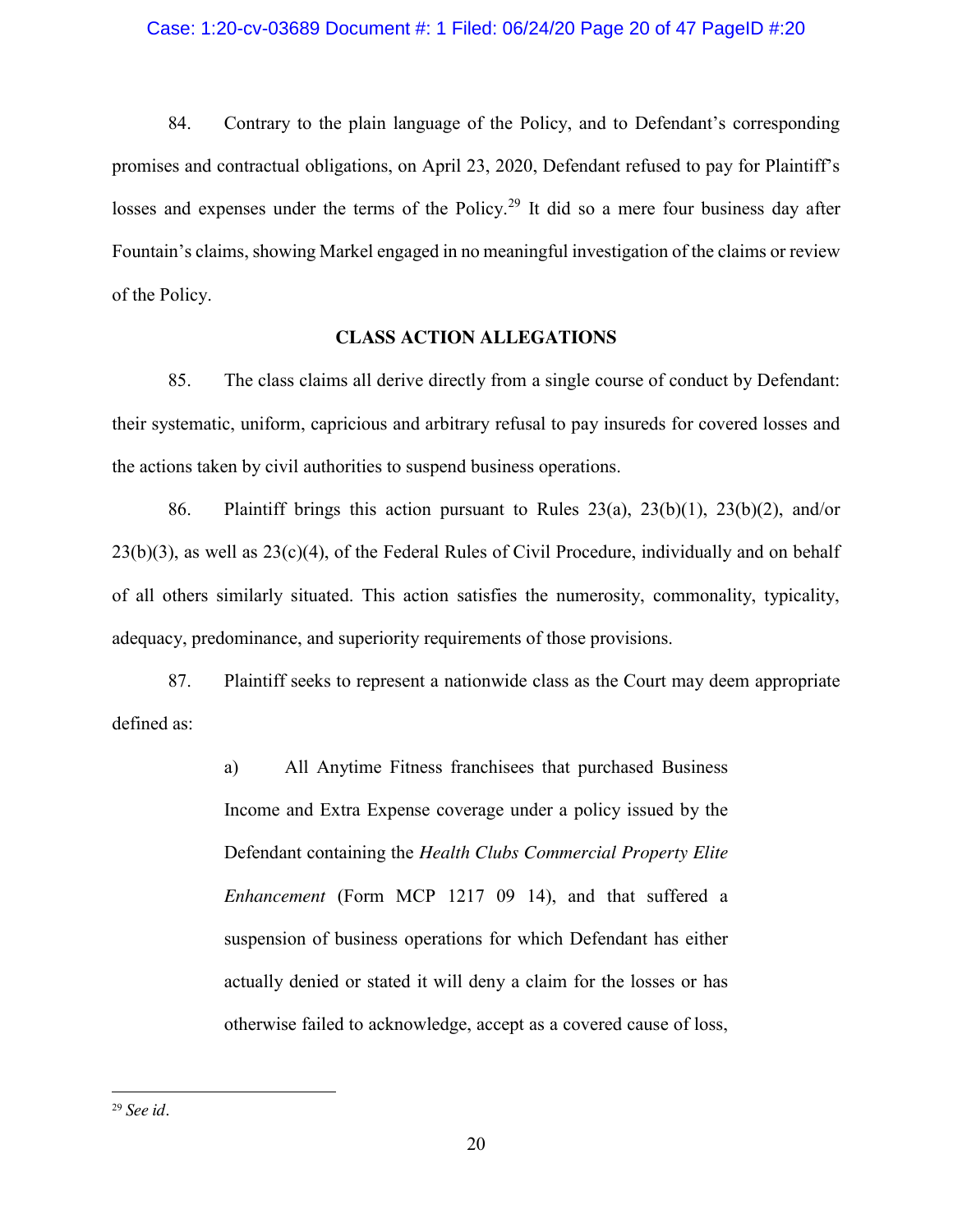84. Contrary to the plain language of the Policy, and to Defendant's corresponding promises and contractual obligations, on April 23, 2020, Defendant refused to pay for Plaintiff's losses and expenses under the terms of the Policy.[29] It did so a mere four business day after Fountain's claims, showing Markel engaged in no meaningful investigation of the claims or review of the Policy.

**CLASS ACTION ALLEGATIONS**

85. The class claims all derive directly from a single course of conduct by Defendant: their systematic, uniform, capricious and arbitrary refusal to pay insureds for covered losses and the actions taken by civil authorities to suspend business operations.

86. Plaintiff brings this action pursuant to Rules 23(a), 23(b)(1), 23(b)(2), and/or 23(b)(3), as well as 23(c)(4), of the Federal Rules of Civil Procedure, individually and on behalf of all others similarly situated. This action satisfies the numerosity, commonality, typicality, adequacy, predominance, and superiority requirements of those provisions.

87. Plaintiff seeks to represent a nationwide class as the Court may deem appropriate defined as:

> a) All Anytime Fitness franchisees that purchased Business Income and Extra Expense coverage under a policy issued by the Defendant containing the *Health Clubs Commercial Property Elite Enhancement* (Form MCP 1217 09 14), and that suffered a suspension of business operations for which Defendant has either actually denied or stated it will deny a claim for the losses or has otherwise failed to acknowledge, accept as a covered cause of loss,

---

[29] *See id*.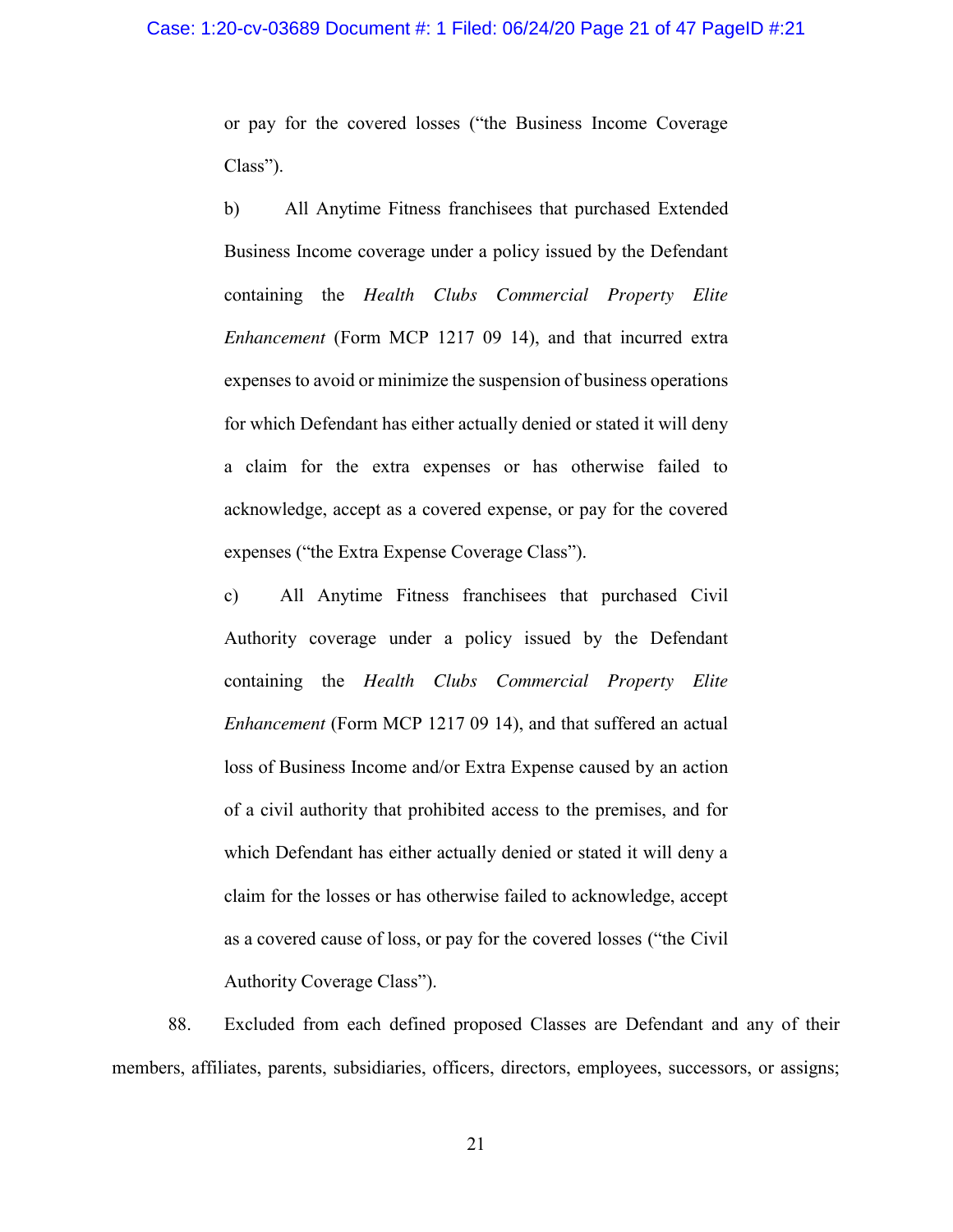or pay for the covered losses ("the Business Income Coverage Class").

b) All Anytime Fitness franchisees that purchased Extended Business Income coverage under a policy issued by the Defendant containing the *Health Clubs Commercial Property Elite Enhancement* (Form MCP 1217 09 14), and that incurred extra expenses to avoid or minimize the suspension of business operations for which Defendant has either actually denied or stated it will deny a claim for the extra expenses or has otherwise failed to acknowledge, accept as a covered expense, or pay for the covered expenses ("the Extra Expense Coverage Class").

c) All Anytime Fitness franchisees that purchased Civil Authority coverage under a policy issued by the Defendant containing the *Health Clubs Commercial Property Elite Enhancement* (Form MCP 1217 09 14), and that suffered an actual loss of Business Income and/or Extra Expense caused by an action of a civil authority that prohibited access to the premises, and for which Defendant has either actually denied or stated it will deny a claim for the losses or has otherwise failed to acknowledge, accept as a covered cause of loss, or pay for the covered losses ("the Civil Authority Coverage Class").

88. Excluded from each defined proposed Classes are Defendant and any of their members, affiliates, parents, subsidiaries, officers, directors, employees, successors, or assigns;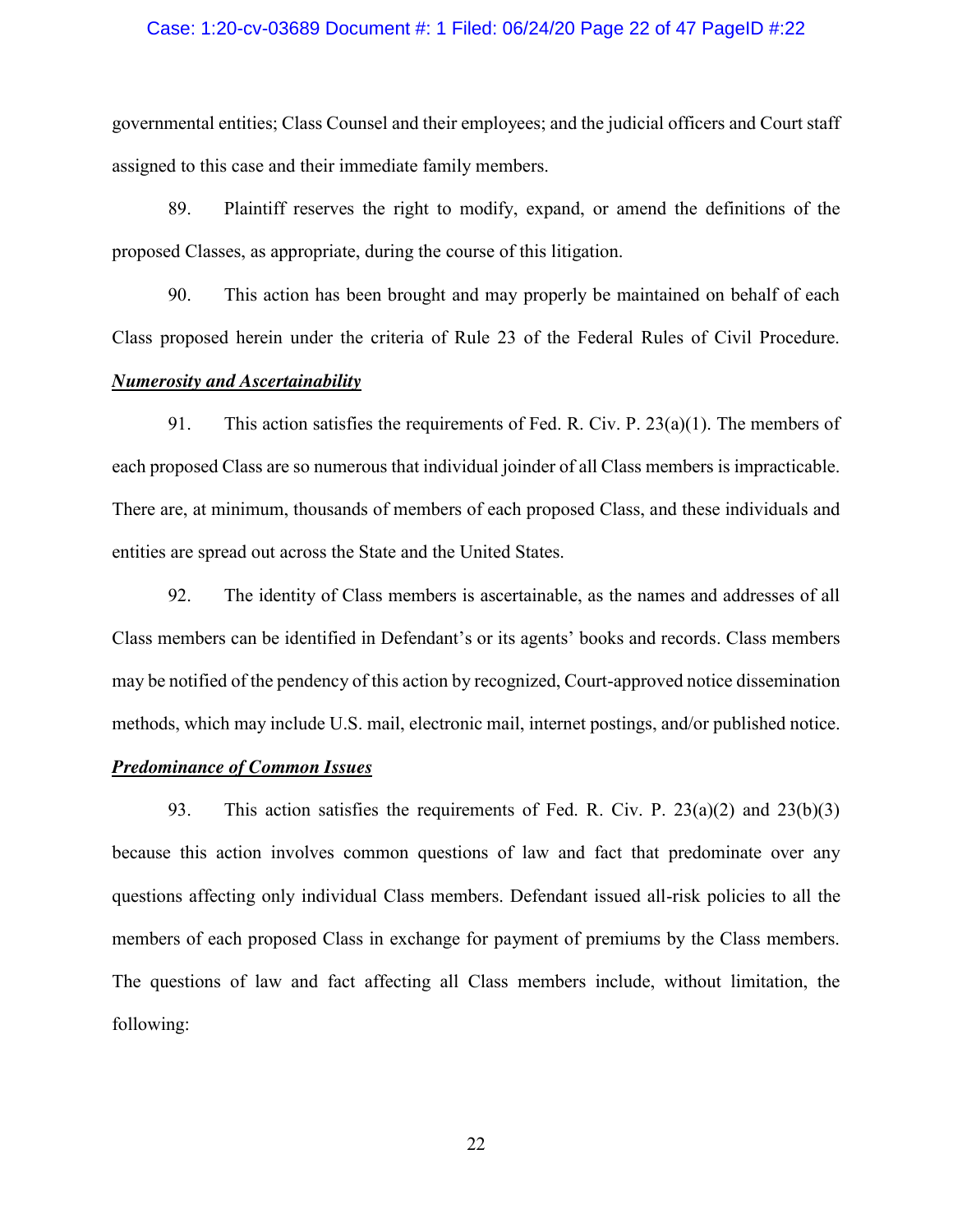governmental entities; Class Counsel and their employees; and the judicial officers and Court staff assigned to this case and their immediate family members.

89. Plaintiff reserves the right to modify, expand, or amend the definitions of the proposed Classes, as appropriate, during the course of this litigation.

90. This action has been brought and may properly be maintained on behalf of each Class proposed herein under the criteria of Rule 23 of the Federal Rules of Civil Procedure.

***Numerosity and Ascertainability***

91. This action satisfies the requirements of Fed. R. Civ. P. 23(a)(1). The members of each proposed Class are so numerous that individual joinder of all Class members is impracticable. There are, at minimum, thousands of members of each proposed Class, and these individuals and entities are spread out across the State and the United States.

92. The identity of Class members is ascertainable, as the names and addresses of all Class members can be identified in Defendant's or its agents' books and records. Class members may be notified of the pendency of this action by recognized, Court-approved notice dissemination methods, which may include U.S. mail, electronic mail, internet postings, and/or published notice.

***Predominance of Common Issues***

93. This action satisfies the requirements of Fed. R. Civ. P. 23(a)(2) and 23(b)(3) because this action involves common questions of law and fact that predominate over any questions affecting only individual Class members. Defendant issued all-risk policies to all the members of each proposed Class in exchange for payment of premiums by the Class members. The questions of law and fact affecting all Class members include, without limitation, the following: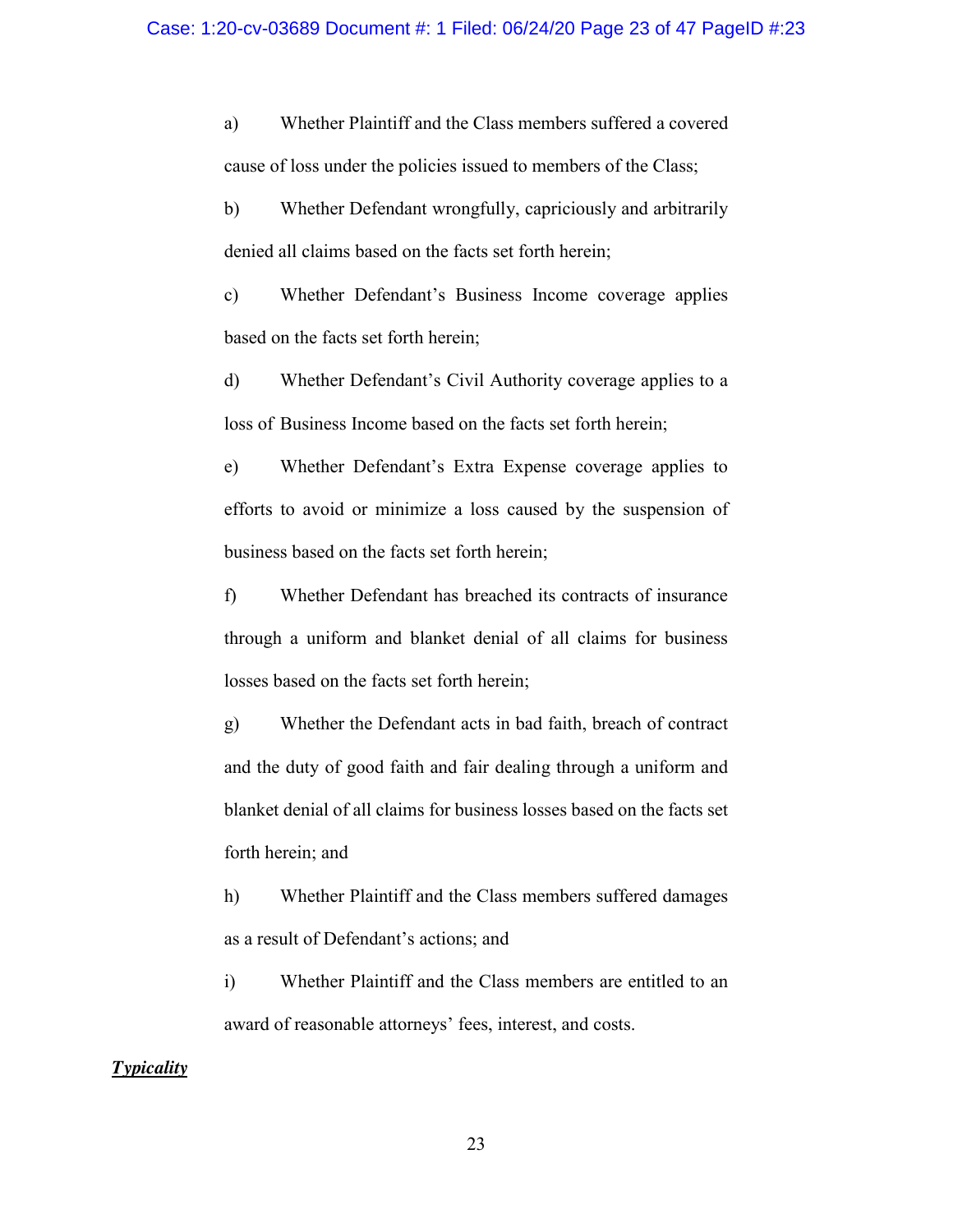a) Whether Plaintiff and the Class members suffered a covered cause of loss under the policies issued to members of the Class;

b) Whether Defendant wrongfully, capriciously and arbitrarily denied all claims based on the facts set forth herein;

c) Whether Defendant's Business Income coverage applies based on the facts set forth herein;

d) Whether Defendant's Civil Authority coverage applies to a loss of Business Income based on the facts set forth herein;

e) Whether Defendant's Extra Expense coverage applies to efforts to avoid or minimize a loss caused by the suspension of business based on the facts set forth herein;

f) Whether Defendant has breached its contracts of insurance through a uniform and blanket denial of all claims for business losses based on the facts set forth herein;

g) Whether the Defendant acts in bad faith, breach of contract and the duty of good faith and fair dealing through a uniform and blanket denial of all claims for business losses based on the facts set forth herein; and

h) Whether Plaintiff and the Class members suffered damages as a result of Defendant's actions; and

i) Whether Plaintiff and the Class members are entitled to an award of reasonable attorneys' fees, interest, and costs.

***<u>Typicality</u>***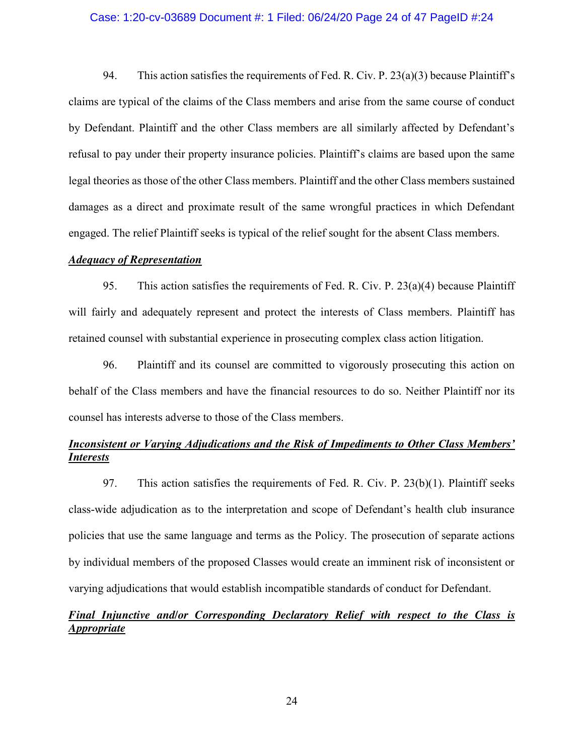94. This action satisfies the requirements of Fed. R. Civ. P. 23(a)(3) because Plaintiff's claims are typical of the claims of the Class members and arise from the same course of conduct by Defendant. Plaintiff and the other Class members are all similarly affected by Defendant's refusal to pay under their property insurance policies. Plaintiff's claims are based upon the same legal theories as those of the other Class members. Plaintiff and the other Class members sustained damages as a direct and proximate result of the same wrongful practices in which Defendant engaged. The relief Plaintiff seeks is typical of the relief sought for the absent Class members.

***Adequacy of Representation***

95. This action satisfies the requirements of Fed. R. Civ. P. 23(a)(4) because Plaintiff will fairly and adequately represent and protect the interests of Class members. Plaintiff has retained counsel with substantial experience in prosecuting complex class action litigation.

96. Plaintiff and its counsel are committed to vigorously prosecuting this action on behalf of the Class members and have the financial resources to do so. Neither Plaintiff nor its counsel has interests adverse to those of the Class members.

***Inconsistent or Varying Adjudications and the Risk of Impediments to Other Class Members' Interests***

97. This action satisfies the requirements of Fed. R. Civ. P. 23(b)(1). Plaintiff seeks class-wide adjudication as to the interpretation and scope of Defendant's health club insurance policies that use the same language and terms as the Policy. The prosecution of separate actions by individual members of the proposed Classes would create an imminent risk of inconsistent or varying adjudications that would establish incompatible standards of conduct for Defendant.

***Final Injunctive and/or Corresponding Declaratory Relief with respect to the Class is Appropriate***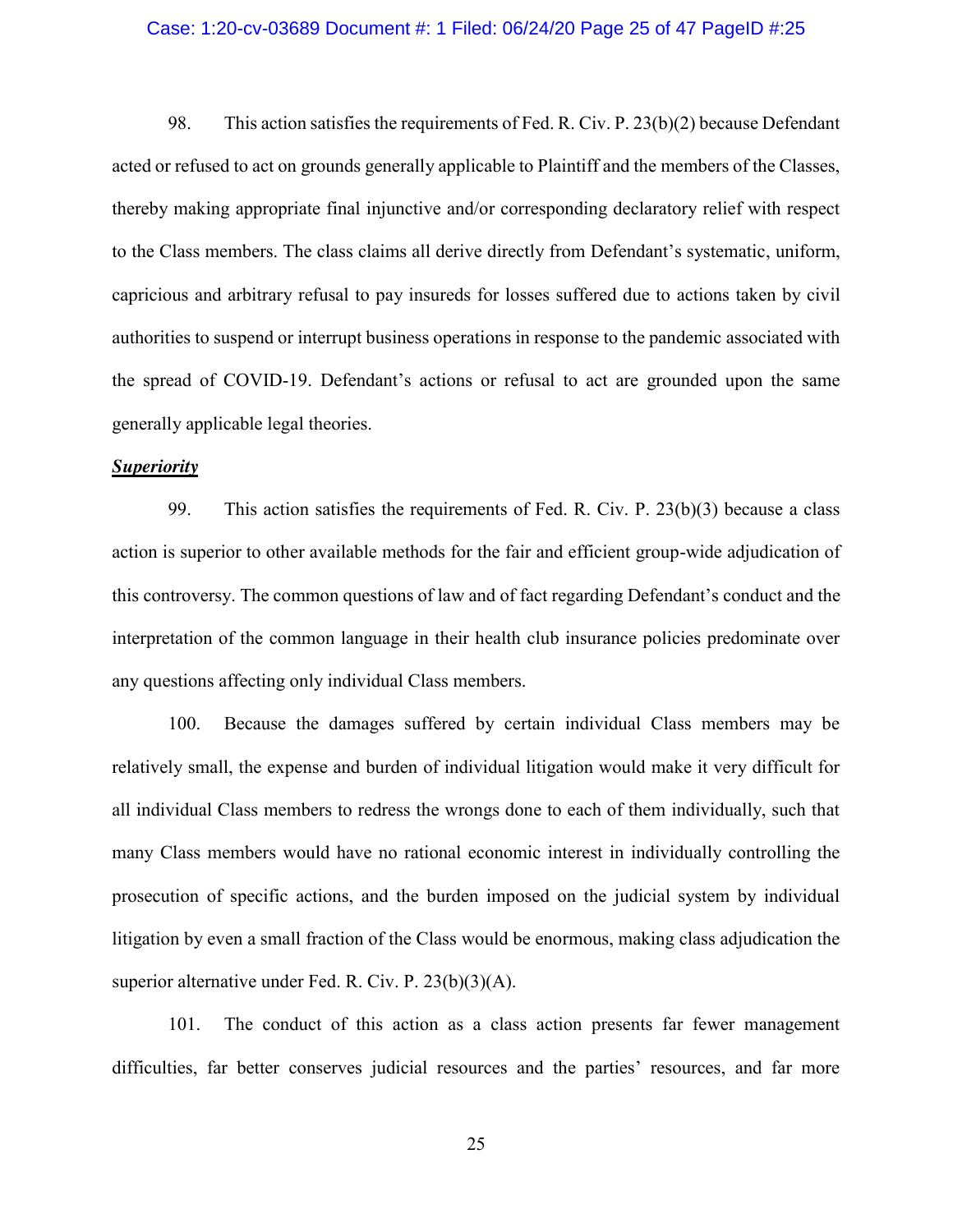98. This action satisfies the requirements of Fed. R. Civ. P. 23(b)(2) because Defendant acted or refused to act on grounds generally applicable to Plaintiff and the members of the Classes, thereby making appropriate final injunctive and/or corresponding declaratory relief with respect to the Class members. The class claims all derive directly from Defendant's systematic, uniform, capricious and arbitrary refusal to pay insureds for losses suffered due to actions taken by civil authorities to suspend or interrupt business operations in response to the pandemic associated with the spread of COVID-19. Defendant's actions or refusal to act are grounded upon the same generally applicable legal theories.

***Superiority***

99. This action satisfies the requirements of Fed. R. Civ. P. 23(b)(3) because a class action is superior to other available methods for the fair and efficient group-wide adjudication of this controversy. The common questions of law and of fact regarding Defendant's conduct and the interpretation of the common language in their health club insurance policies predominate over any questions affecting only individual Class members.

100. Because the damages suffered by certain individual Class members may be relatively small, the expense and burden of individual litigation would make it very difficult for all individual Class members to redress the wrongs done to each of them individually, such that many Class members would have no rational economic interest in individually controlling the prosecution of specific actions, and the burden imposed on the judicial system by individual litigation by even a small fraction of the Class would be enormous, making class adjudication the superior alternative under Fed. R. Civ. P. 23(b)(3)(A).

101. The conduct of this action as a class action presents far fewer management difficulties, far better conserves judicial resources and the parties' resources, and far more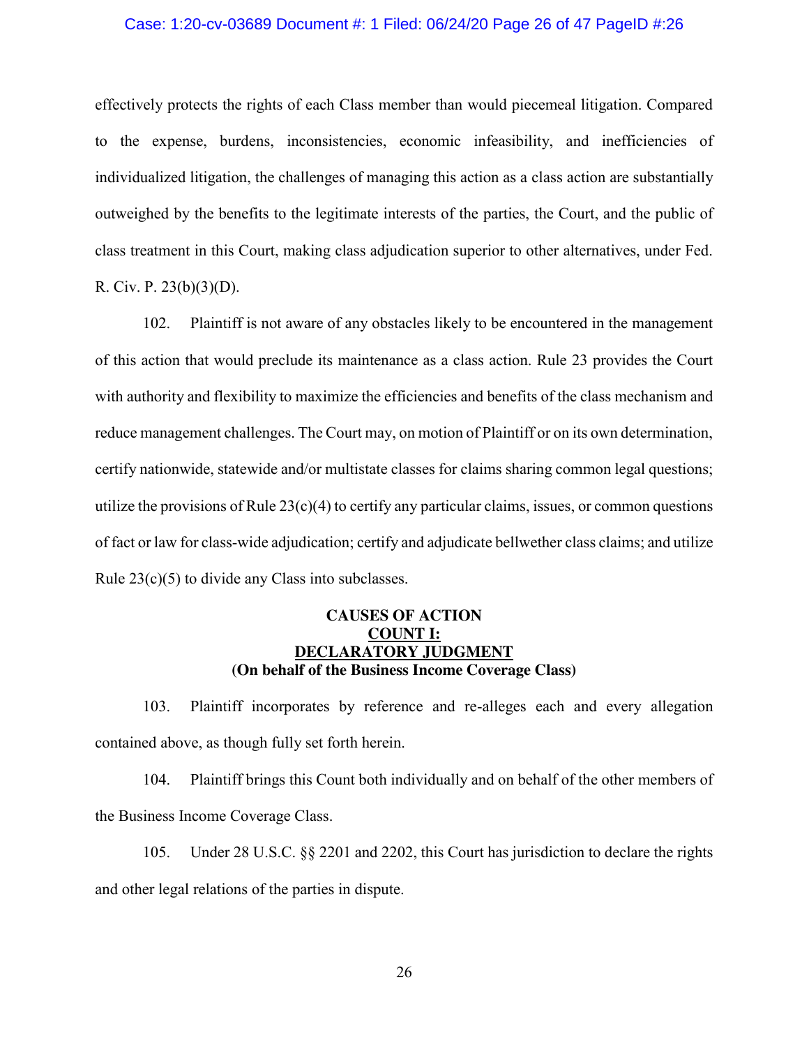effectively protects the rights of each Class member than would piecemeal litigation. Compared to the expense, burdens, inconsistencies, economic infeasibility, and inefficiencies of individualized litigation, the challenges of managing this action as a class action are substantially outweighed by the benefits to the legitimate interests of the parties, the Court, and the public of class treatment in this Court, making class adjudication superior to other alternatives, under Fed. R. Civ. P. 23(b)(3)(D).

102. Plaintiff is not aware of any obstacles likely to be encountered in the management of this action that would preclude its maintenance as a class action. Rule 23 provides the Court with authority and flexibility to maximize the efficiencies and benefits of the class mechanism and reduce management challenges. The Court may, on motion of Plaintiff or on its own determination, certify nationwide, statewide and/or multistate classes for claims sharing common legal questions; utilize the provisions of Rule 23(c)(4) to certify any particular claims, issues, or common questions of fact or law for class-wide adjudication; certify and adjudicate bellwether class claims; and utilize Rule 23(c)(5) to divide any Class into subclasses.

## CAUSES OF ACTION

### COUNT I: DECLARATORY JUDGMENT

**(On behalf of the Business Income Coverage Class)**

103. Plaintiff incorporates by reference and re-alleges each and every allegation contained above, as though fully set forth herein.

104. Plaintiff brings this Count both individually and on behalf of the other members of the Business Income Coverage Class.

105. Under 28 U.S.C. §§ 2201 and 2202, this Court has jurisdiction to declare the rights and other legal relations of the parties in dispute.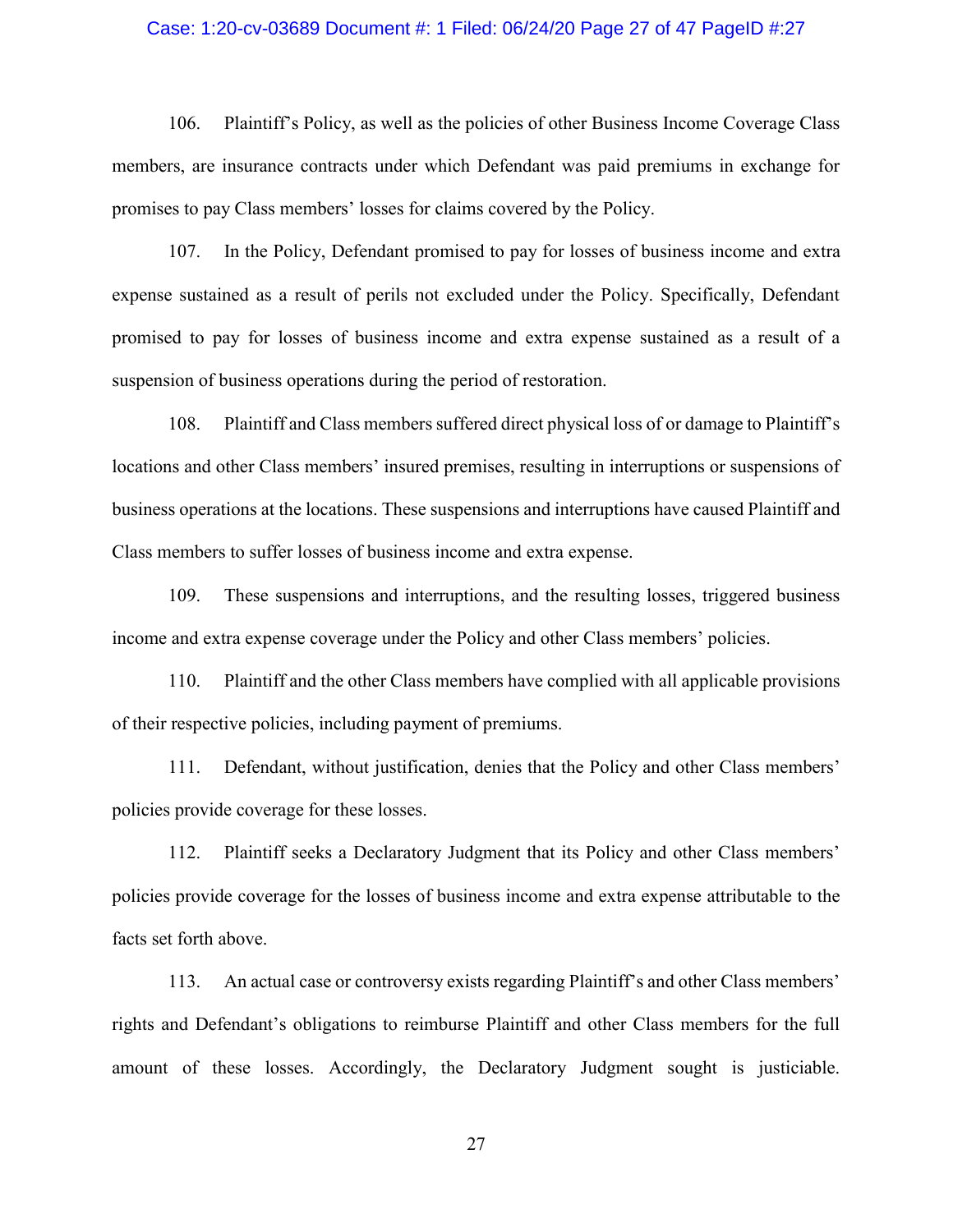106. Plaintiff's Policy, as well as the policies of other Business Income Coverage Class members, are insurance contracts under which Defendant was paid premiums in exchange for promises to pay Class members' losses for claims covered by the Policy.

107. In the Policy, Defendant promised to pay for losses of business income and extra expense sustained as a result of perils not excluded under the Policy. Specifically, Defendant promised to pay for losses of business income and extra expense sustained as a result of a suspension of business operations during the period of restoration.

108. Plaintiff and Class members suffered direct physical loss of or damage to Plaintiff's locations and other Class members' insured premises, resulting in interruptions or suspensions of business operations at the locations. These suspensions and interruptions have caused Plaintiff and Class members to suffer losses of business income and extra expense.

109. These suspensions and interruptions, and the resulting losses, triggered business income and extra expense coverage under the Policy and other Class members' policies.

110. Plaintiff and the other Class members have complied with all applicable provisions of their respective policies, including payment of premiums.

111. Defendant, without justification, denies that the Policy and other Class members' policies provide coverage for these losses.

112. Plaintiff seeks a Declaratory Judgment that its Policy and other Class members' policies provide coverage for the losses of business income and extra expense attributable to the facts set forth above.

113. An actual case or controversy exists regarding Plaintiff's and other Class members' rights and Defendant's obligations to reimburse Plaintiff and other Class members for the full amount of these losses. Accordingly, the Declaratory Judgment sought is justiciable.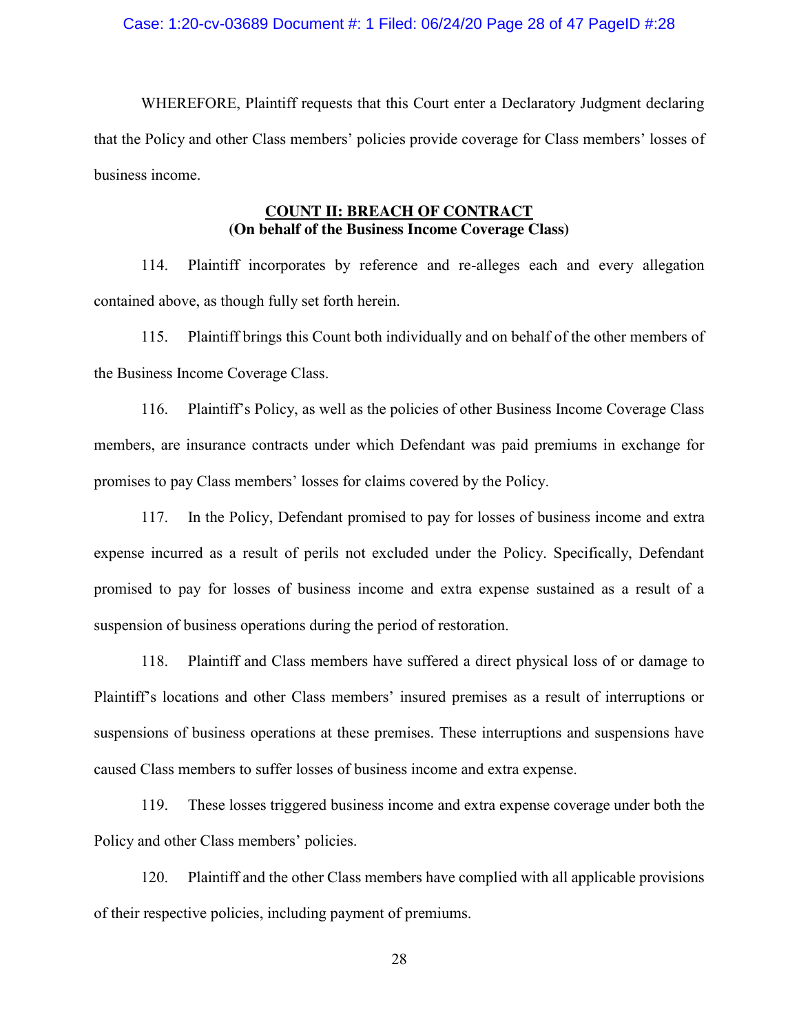WHEREFORE, Plaintiff requests that this Court enter a Declaratory Judgment declaring that the Policy and other Class members' policies provide coverage for Class members' losses of business income.

**COUNT II: BREACH OF CONTRACT**
**(On behalf of the Business Income Coverage Class)**

114. Plaintiff incorporates by reference and re-alleges each and every allegation contained above, as though fully set forth herein.

115. Plaintiff brings this Count both individually and on behalf of the other members of the Business Income Coverage Class.

116. Plaintiff's Policy, as well as the policies of other Business Income Coverage Class members, are insurance contracts under which Defendant was paid premiums in exchange for promises to pay Class members' losses for claims covered by the Policy.

117. In the Policy, Defendant promised to pay for losses of business income and extra expense incurred as a result of perils not excluded under the Policy. Specifically, Defendant promised to pay for losses of business income and extra expense sustained as a result of a suspension of business operations during the period of restoration.

118. Plaintiff and Class members have suffered a direct physical loss of or damage to Plaintiff's locations and other Class members' insured premises as a result of interruptions or suspensions of business operations at these premises. These interruptions and suspensions have caused Class members to suffer losses of business income and extra expense.

119. These losses triggered business income and extra expense coverage under both the Policy and other Class members' policies.

120. Plaintiff and the other Class members have complied with all applicable provisions of their respective policies, including payment of premiums.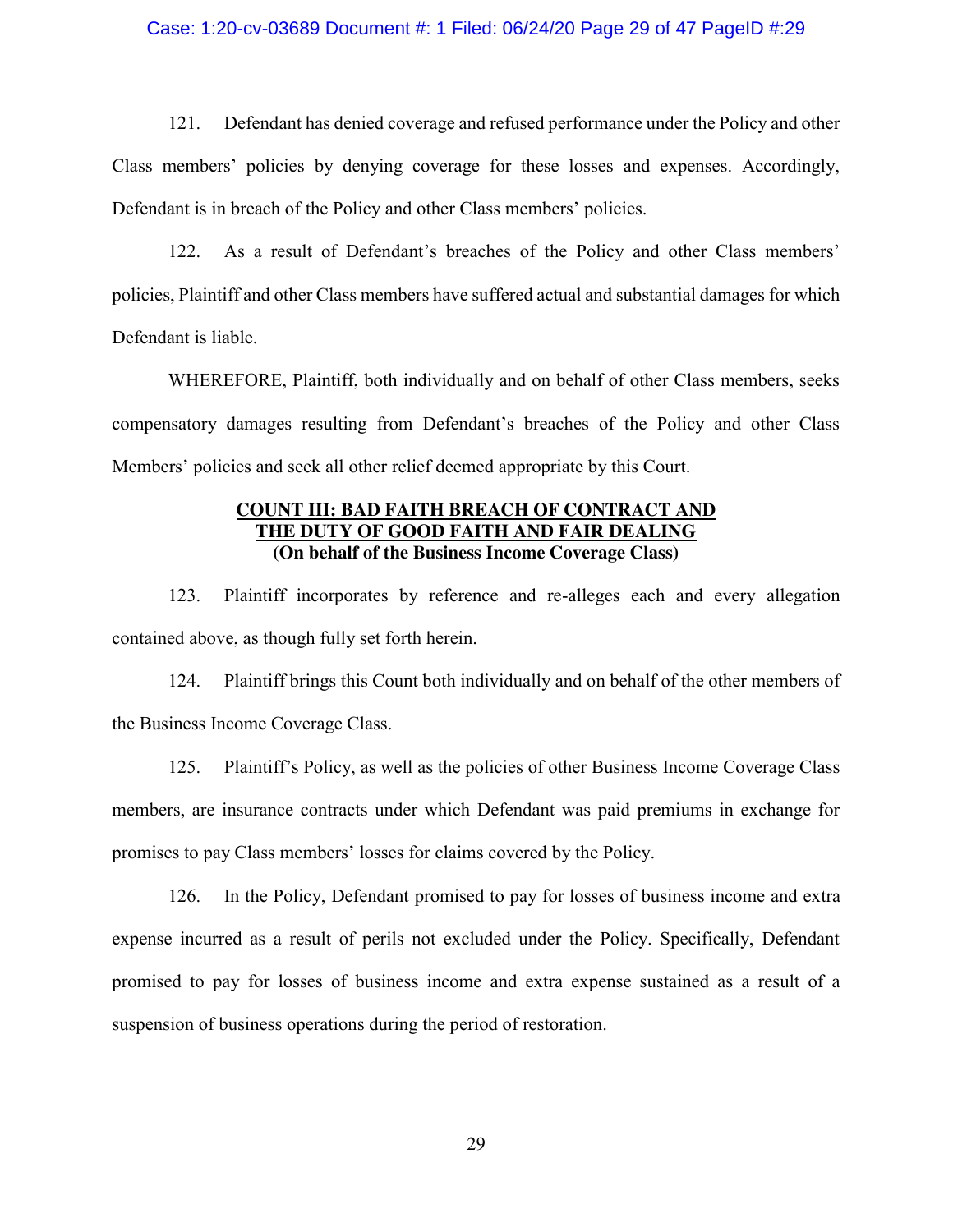121. Defendant has denied coverage and refused performance under the Policy and other Class members' policies by denying coverage for these losses and expenses. Accordingly, Defendant is in breach of the Policy and other Class members' policies.

122. As a result of Defendant's breaches of the Policy and other Class members' policies, Plaintiff and other Class members have suffered actual and substantial damages for which Defendant is liable.

WHEREFORE, Plaintiff, both individually and on behalf of other Class members, seeks compensatory damages resulting from Defendant's breaches of the Policy and other Class Members' policies and seek all other relief deemed appropriate by this Court.

## COUNT III: BAD FAITH BREACH OF CONTRACT AND THE DUTY OF GOOD FAITH AND FAIR DEALING
**(On behalf of the Business Income Coverage Class)**

123. Plaintiff incorporates by reference and re-alleges each and every allegation contained above, as though fully set forth herein.

124. Plaintiff brings this Count both individually and on behalf of the other members of the Business Income Coverage Class.

125. Plaintiff's Policy, as well as the policies of other Business Income Coverage Class members, are insurance contracts under which Defendant was paid premiums in exchange for promises to pay Class members' losses for claims covered by the Policy.

126. In the Policy, Defendant promised to pay for losses of business income and extra expense incurred as a result of perils not excluded under the Policy. Specifically, Defendant promised to pay for losses of business income and extra expense sustained as a result of a suspension of business operations during the period of restoration.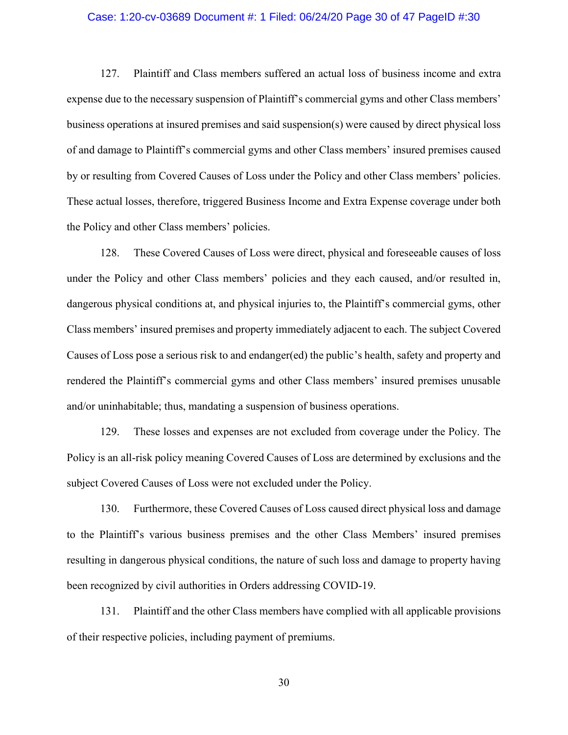127. Plaintiff and Class members suffered an actual loss of business income and extra expense due to the necessary suspension of Plaintiff's commercial gyms and other Class members' business operations at insured premises and said suspension(s) were caused by direct physical loss of and damage to Plaintiff's commercial gyms and other Class members' insured premises caused by or resulting from Covered Causes of Loss under the Policy and other Class members' policies. These actual losses, therefore, triggered Business Income and Extra Expense coverage under both the Policy and other Class members' policies.

128. These Covered Causes of Loss were direct, physical and foreseeable causes of loss under the Policy and other Class members' policies and they each caused, and/or resulted in, dangerous physical conditions at, and physical injuries to, the Plaintiff's commercial gyms, other Class members' insured premises and property immediately adjacent to each. The subject Covered Causes of Loss pose a serious risk to and endanger(ed) the public's health, safety and property and rendered the Plaintiff's commercial gyms and other Class members' insured premises unusable and/or uninhabitable; thus, mandating a suspension of business operations.

129. These losses and expenses are not excluded from coverage under the Policy. The Policy is an all-risk policy meaning Covered Causes of Loss are determined by exclusions and the subject Covered Causes of Loss were not excluded under the Policy.

130. Furthermore, these Covered Causes of Loss caused direct physical loss and damage to the Plaintiff's various business premises and the other Class Members' insured premises resulting in dangerous physical conditions, the nature of such loss and damage to property having been recognized by civil authorities in Orders addressing COVID-19.

131. Plaintiff and the other Class members have complied with all applicable provisions of their respective policies, including payment of premiums.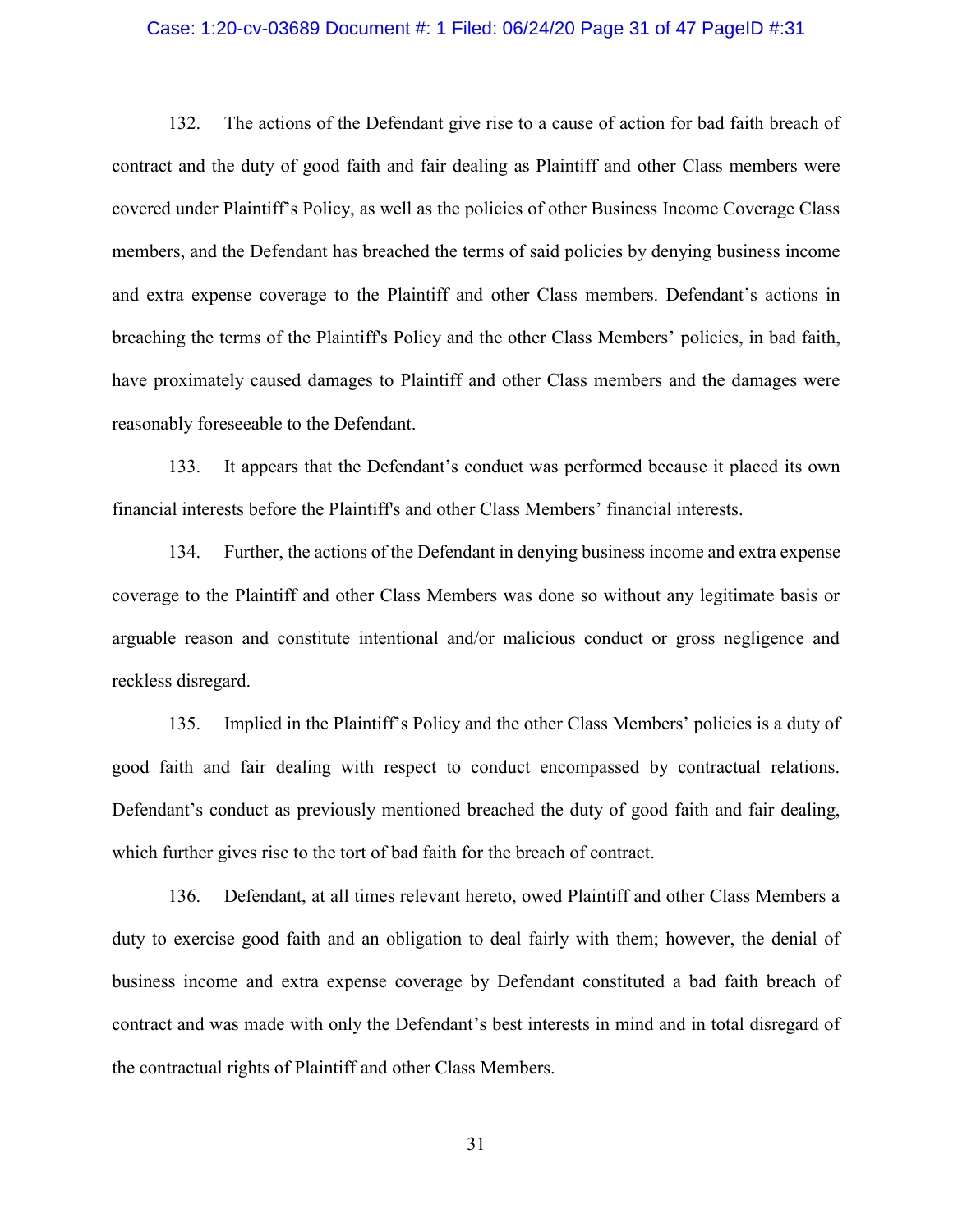132. The actions of the Defendant give rise to a cause of action for bad faith breach of contract and the duty of good faith and fair dealing as Plaintiff and other Class members were covered under Plaintiff's Policy, as well as the policies of other Business Income Coverage Class members, and the Defendant has breached the terms of said policies by denying business income and extra expense coverage to the Plaintiff and other Class members. Defendant's actions in breaching the terms of the Plaintiff's Policy and the other Class Members' policies, in bad faith, have proximately caused damages to Plaintiff and other Class members and the damages were reasonably foreseeable to the Defendant.

133. It appears that the Defendant's conduct was performed because it placed its own financial interests before the Plaintiff's and other Class Members' financial interests.

134. Further, the actions of the Defendant in denying business income and extra expense coverage to the Plaintiff and other Class Members was done so without any legitimate basis or arguable reason and constitute intentional and/or malicious conduct or gross negligence and reckless disregard.

135. Implied in the Plaintiff's Policy and the other Class Members' policies is a duty of good faith and fair dealing with respect to conduct encompassed by contractual relations. Defendant's conduct as previously mentioned breached the duty of good faith and fair dealing, which further gives rise to the tort of bad faith for the breach of contract.

136. Defendant, at all times relevant hereto, owed Plaintiff and other Class Members a duty to exercise good faith and an obligation to deal fairly with them; however, the denial of business income and extra expense coverage by Defendant constituted a bad faith breach of contract and was made with only the Defendant's best interests in mind and in total disregard of the contractual rights of Plaintiff and other Class Members.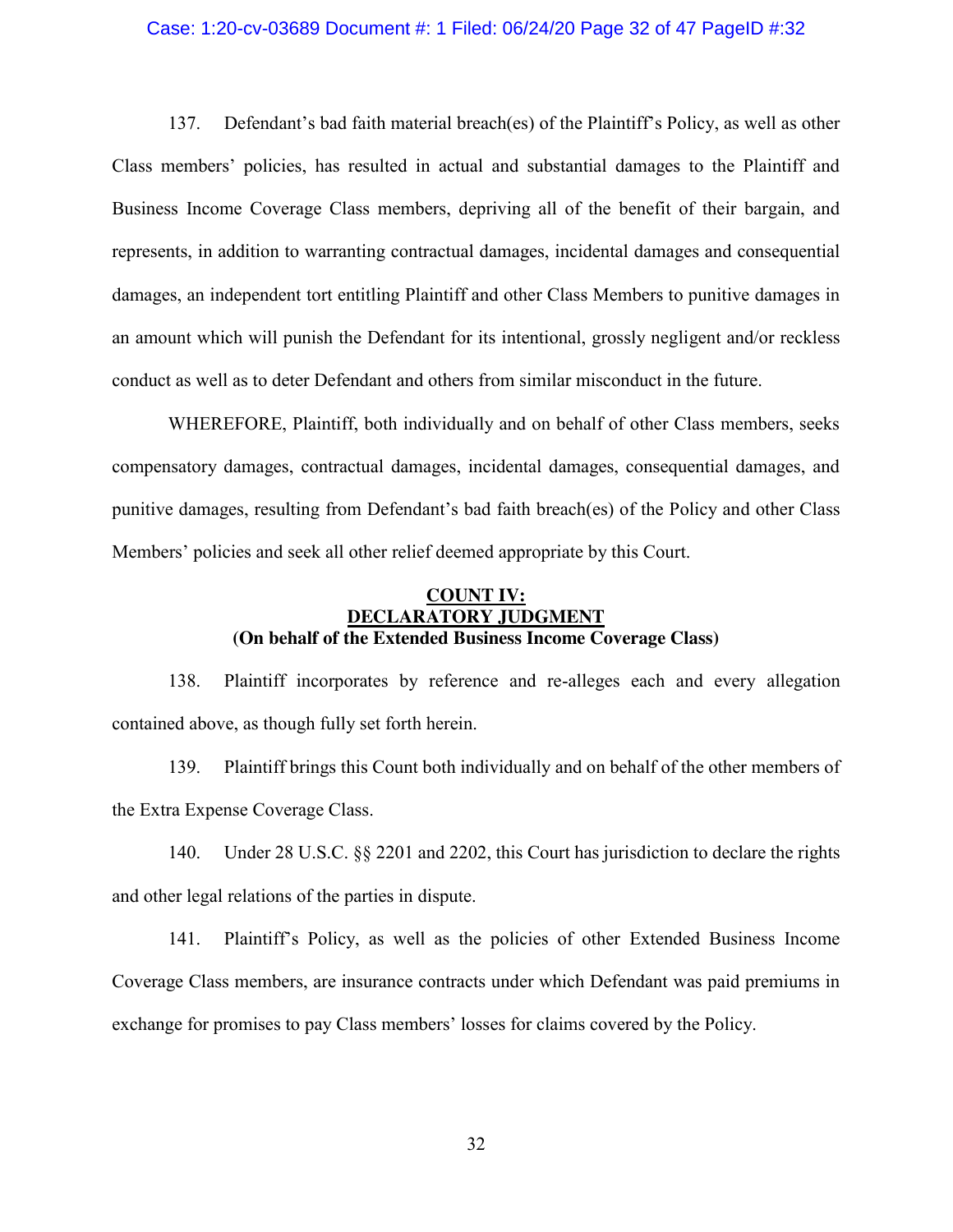137. Defendant's bad faith material breach(es) of the Plaintiff's Policy, as well as other Class members' policies, has resulted in actual and substantial damages to the Plaintiff and Business Income Coverage Class members, depriving all of the benefit of their bargain, and represents, in addition to warranting contractual damages, incidental damages and consequential damages, an independent tort entitling Plaintiff and other Class Members to punitive damages in an amount which will punish the Defendant for its intentional, grossly negligent and/or reckless conduct as well as to deter Defendant and others from similar misconduct in the future.

WHEREFORE, Plaintiff, both individually and on behalf of other Class members, seeks compensatory damages, contractual damages, incidental damages, consequential damages, and punitive damages, resulting from Defendant's bad faith breach(es) of the Policy and other Class Members' policies and seek all other relief deemed appropriate by this Court.

**COUNT IV:**
**DECLARATORY JUDGMENT**
**(On behalf of the Extended Business Income Coverage Class)**

138. Plaintiff incorporates by reference and re-alleges each and every allegation contained above, as though fully set forth herein.

139. Plaintiff brings this Count both individually and on behalf of the other members of the Extra Expense Coverage Class.

140. Under 28 U.S.C. §§ 2201 and 2202, this Court has jurisdiction to declare the rights and other legal relations of the parties in dispute.

141. Plaintiff's Policy, as well as the policies of other Extended Business Income Coverage Class members, are insurance contracts under which Defendant was paid premiums in exchange for promises to pay Class members' losses for claims covered by the Policy.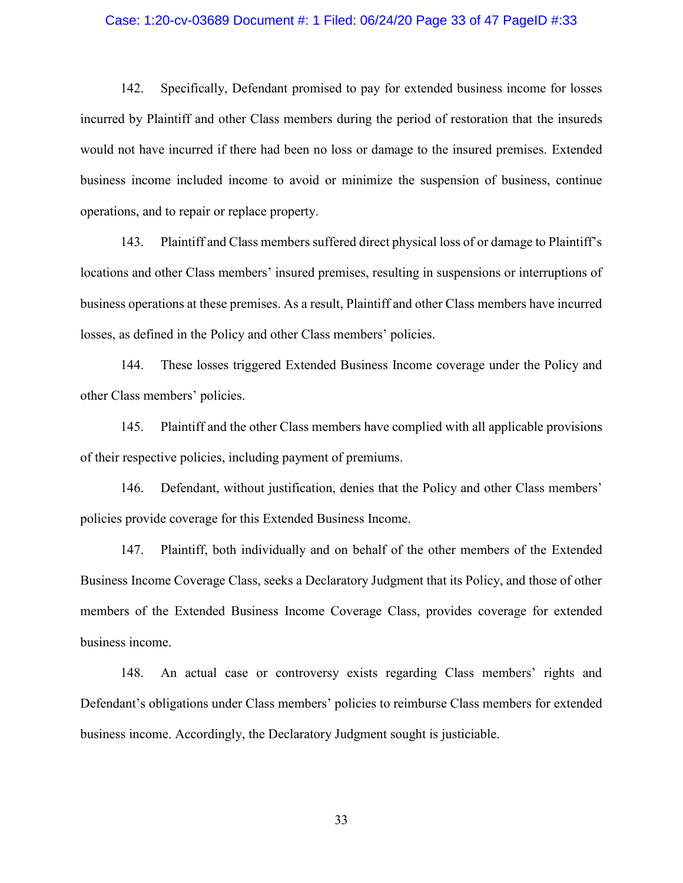142. Specifically, Defendant promised to pay for extended business income for losses incurred by Plaintiff and other Class members during the period of restoration that the insureds would not have incurred if there had been no loss or damage to the insured premises. Extended business income included income to avoid or minimize the suspension of business, continue operations, and to repair or replace property.

143. Plaintiff and Class members suffered direct physical loss of or damage to Plaintiff's locations and other Class members' insured premises, resulting in suspensions or interruptions of business operations at these premises. As a result, Plaintiff and other Class members have incurred losses, as defined in the Policy and other Class members' policies.

144. These losses triggered Extended Business Income coverage under the Policy and other Class members' policies.

145. Plaintiff and the other Class members have complied with all applicable provisions of their respective policies, including payment of premiums.

146. Defendant, without justification, denies that the Policy and other Class members' policies provide coverage for this Extended Business Income.

147. Plaintiff, both individually and on behalf of the other members of the Extended Business Income Coverage Class, seeks a Declaratory Judgment that its Policy, and those of other members of the Extended Business Income Coverage Class, provides coverage for extended business income.

148. An actual case or controversy exists regarding Class members' rights and Defendant's obligations under Class members' policies to reimburse Class members for extended business income. Accordingly, the Declaratory Judgment sought is justiciable.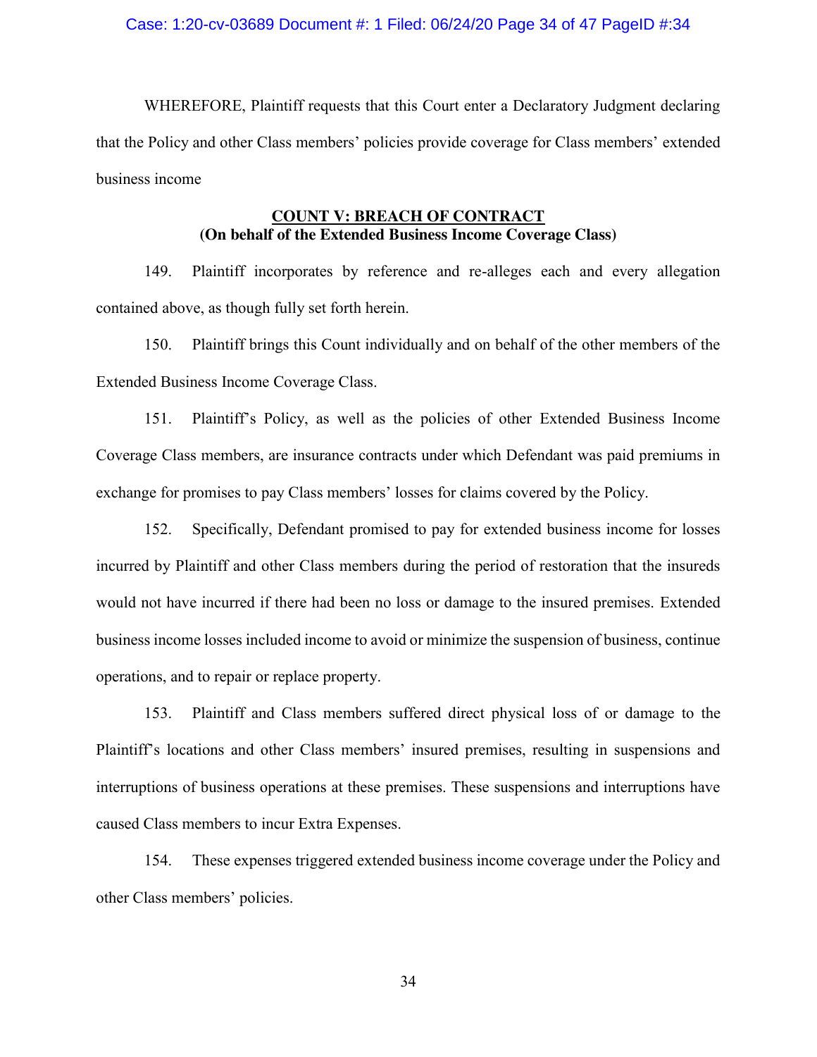WHEREFORE, Plaintiff requests that this Court enter a Declaratory Judgment declaring that the Policy and other Class members' policies provide coverage for Class members' extended business income

**COUNT V: BREACH OF CONTRACT**
**(On behalf of the Extended Business Income Coverage Class)**

149. Plaintiff incorporates by reference and re-alleges each and every allegation contained above, as though fully set forth herein.

150. Plaintiff brings this Count individually and on behalf of the other members of the Extended Business Income Coverage Class.

151. Plaintiff's Policy, as well as the policies of other Extended Business Income Coverage Class members, are insurance contracts under which Defendant was paid premiums in exchange for promises to pay Class members' losses for claims covered by the Policy.

152. Specifically, Defendant promised to pay for extended business income for losses incurred by Plaintiff and other Class members during the period of restoration that the insureds would not have incurred if there had been no loss or damage to the insured premises. Extended business income losses included income to avoid or minimize the suspension of business, continue operations, and to repair or replace property.

153. Plaintiff and Class members suffered direct physical loss of or damage to the Plaintiff's locations and other Class members' insured premises, resulting in suspensions and interruptions of business operations at these premises. These suspensions and interruptions have caused Class members to incur Extra Expenses.

154. These expenses triggered extended business income coverage under the Policy and other Class members' policies.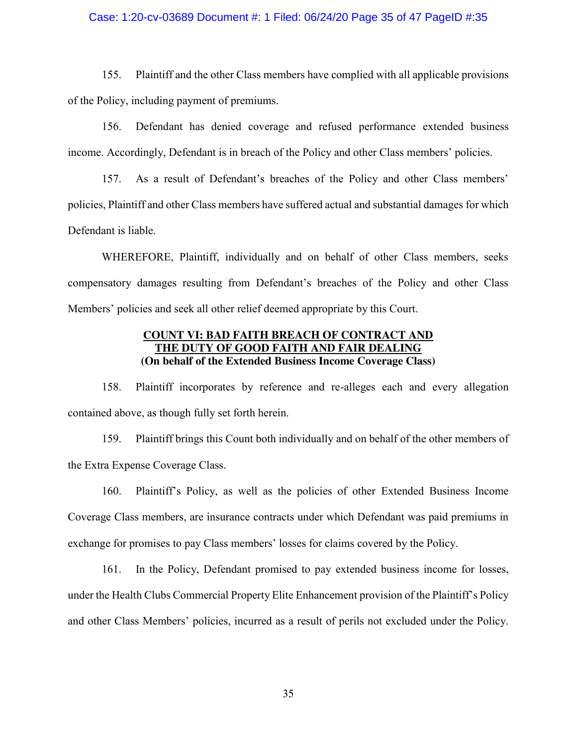155. Plaintiff and the other Class members have complied with all applicable provisions of the Policy, including payment of premiums.

156. Defendant has denied coverage and refused performance extended business income. Accordingly, Defendant is in breach of the Policy and other Class members' policies.

157. As a result of Defendant's breaches of the Policy and other Class members' policies, Plaintiff and other Class members have suffered actual and substantial damages for which Defendant is liable.

WHEREFORE, Plaintiff, individually and on behalf of other Class members, seeks compensatory damages resulting from Defendant's breaches of the Policy and other Class Members' policies and seek all other relief deemed appropriate by this Court.

**COUNT VI: BAD FAITH BREACH OF CONTRACT AND THE DUTY OF GOOD FAITH AND FAIR DEALING**
**(On behalf of the Extended Business Income Coverage Class)**

158. Plaintiff incorporates by reference and re-alleges each and every allegation contained above, as though fully set forth herein.

159. Plaintiff brings this Count both individually and on behalf of the other members of the Extra Expense Coverage Class.

160. Plaintiff's Policy, as well as the policies of other Extended Business Income Coverage Class members, are insurance contracts under which Defendant was paid premiums in exchange for promises to pay Class members' losses for claims covered by the Policy.

161. In the Policy, Defendant promised to pay extended business income for losses, under the Health Clubs Commercial Property Elite Enhancement provision of the Plaintiff's Policy and other Class Members' policies, incurred as a result of perils not excluded under the Policy.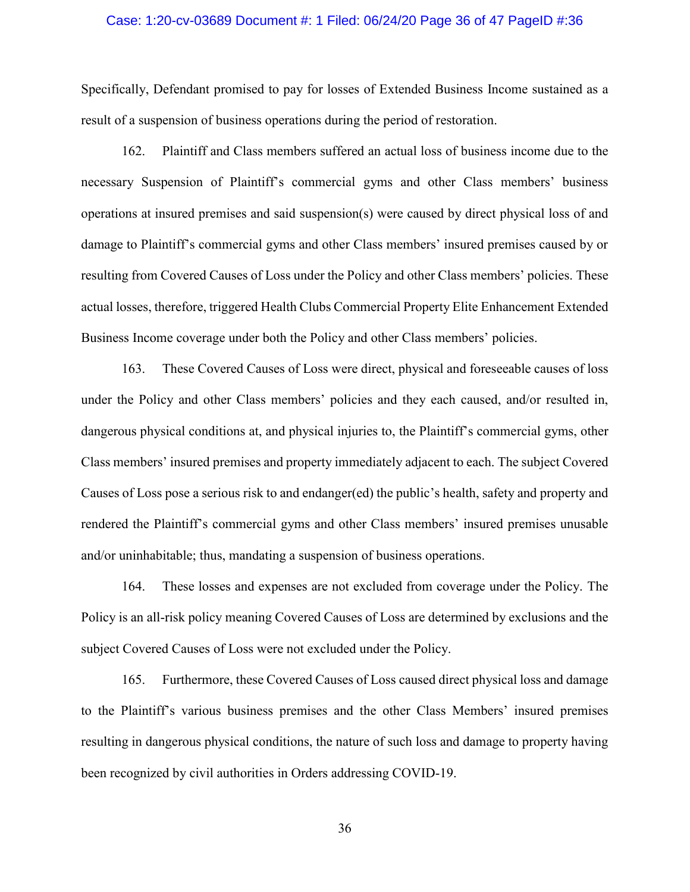Specifically, Defendant promised to pay for losses of Extended Business Income sustained as a result of a suspension of business operations during the period of restoration.

162. Plaintiff and Class members suffered an actual loss of business income due to the necessary Suspension of Plaintiff's commercial gyms and other Class members' business operations at insured premises and said suspension(s) were caused by direct physical loss of and damage to Plaintiff's commercial gyms and other Class members' insured premises caused by or resulting from Covered Causes of Loss under the Policy and other Class members' policies. These actual losses, therefore, triggered Health Clubs Commercial Property Elite Enhancement Extended Business Income coverage under both the Policy and other Class members' policies.

163. These Covered Causes of Loss were direct, physical and foreseeable causes of loss under the Policy and other Class members' policies and they each caused, and/or resulted in, dangerous physical conditions at, and physical injuries to, the Plaintiff's commercial gyms, other Class members' insured premises and property immediately adjacent to each. The subject Covered Causes of Loss pose a serious risk to and endanger(ed) the public's health, safety and property and rendered the Plaintiff's commercial gyms and other Class members' insured premises unusable and/or uninhabitable; thus, mandating a suspension of business operations.

164. These losses and expenses are not excluded from coverage under the Policy. The Policy is an all-risk policy meaning Covered Causes of Loss are determined by exclusions and the subject Covered Causes of Loss were not excluded under the Policy.

165. Furthermore, these Covered Causes of Loss caused direct physical loss and damage to the Plaintiff's various business premises and the other Class Members' insured premises resulting in dangerous physical conditions, the nature of such loss and damage to property having been recognized by civil authorities in Orders addressing COVID-19.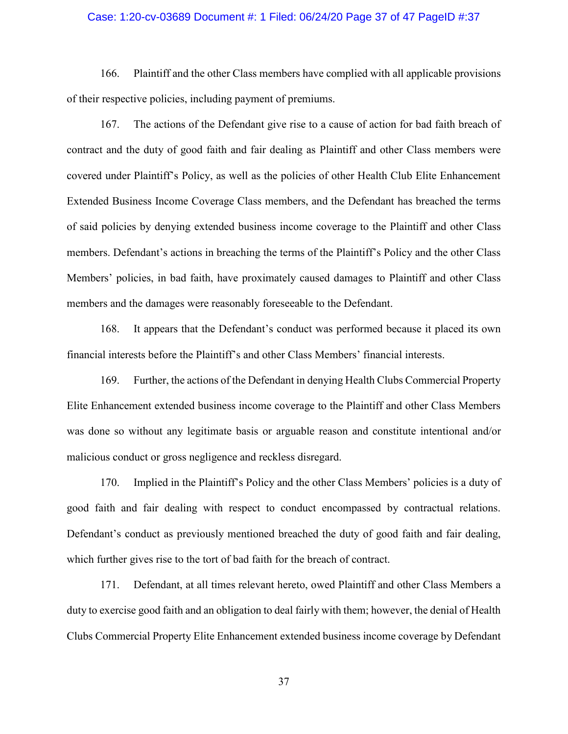166. Plaintiff and the other Class members have complied with all applicable provisions of their respective policies, including payment of premiums.

167. The actions of the Defendant give rise to a cause of action for bad faith breach of contract and the duty of good faith and fair dealing as Plaintiff and other Class members were covered under Plaintiff's Policy, as well as the policies of other Health Club Elite Enhancement Extended Business Income Coverage Class members, and the Defendant has breached the terms of said policies by denying extended business income coverage to the Plaintiff and other Class members. Defendant's actions in breaching the terms of the Plaintiff's Policy and the other Class Members' policies, in bad faith, have proximately caused damages to Plaintiff and other Class members and the damages were reasonably foreseeable to the Defendant.

168. It appears that the Defendant's conduct was performed because it placed its own financial interests before the Plaintiff's and other Class Members' financial interests.

169. Further, the actions of the Defendant in denying Health Clubs Commercial Property Elite Enhancement extended business income coverage to the Plaintiff and other Class Members was done so without any legitimate basis or arguable reason and constitute intentional and/or malicious conduct or gross negligence and reckless disregard.

170. Implied in the Plaintiff's Policy and the other Class Members' policies is a duty of good faith and fair dealing with respect to conduct encompassed by contractual relations. Defendant's conduct as previously mentioned breached the duty of good faith and fair dealing, which further gives rise to the tort of bad faith for the breach of contract.

171. Defendant, at all times relevant hereto, owed Plaintiff and other Class Members a duty to exercise good faith and an obligation to deal fairly with them; however, the denial of Health Clubs Commercial Property Elite Enhancement extended business income coverage by Defendant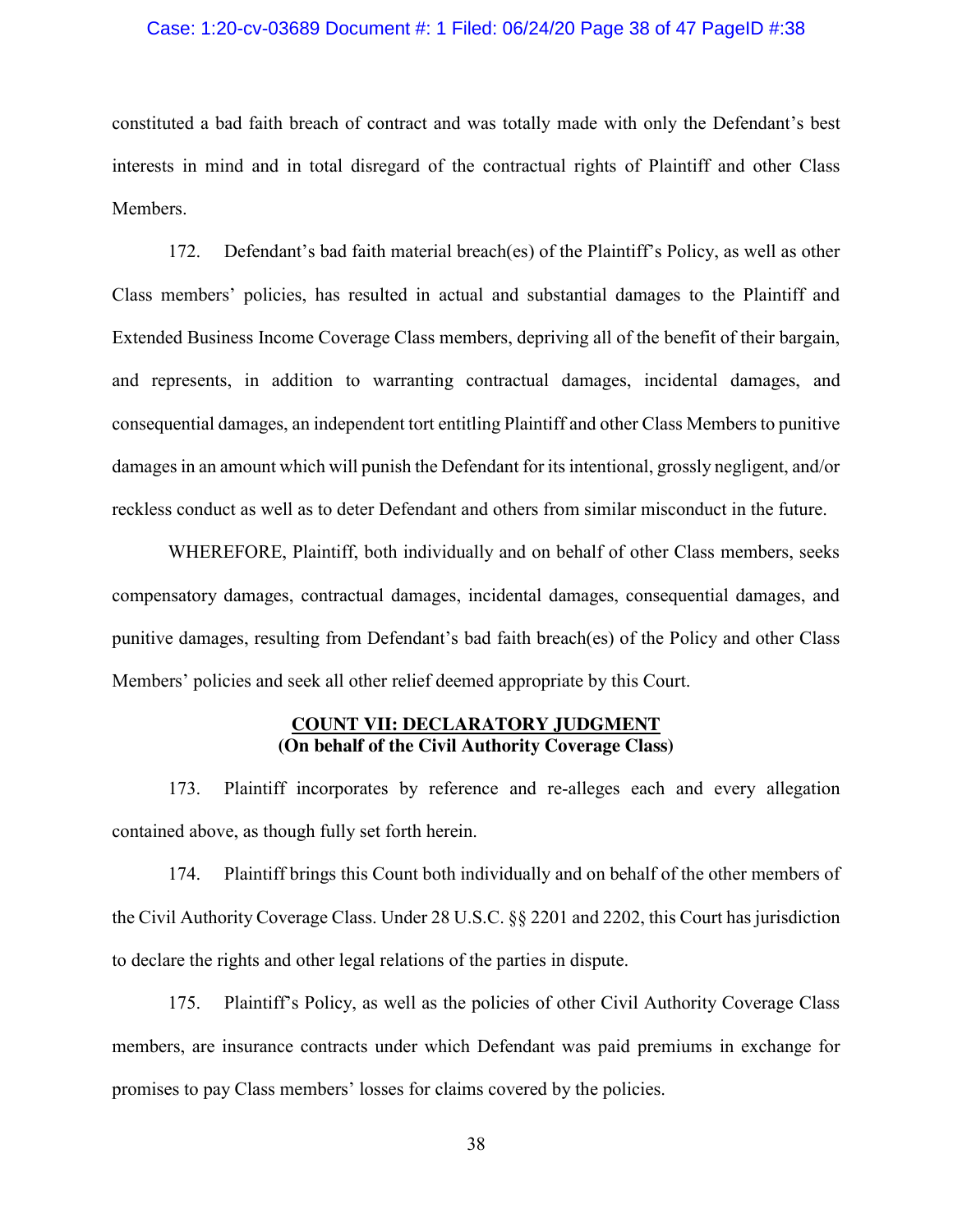constituted a bad faith breach of contract and was totally made with only the Defendant's best interests in mind and in total disregard of the contractual rights of Plaintiff and other Class Members.

172. Defendant's bad faith material breach(es) of the Plaintiff's Policy, as well as other Class members' policies, has resulted in actual and substantial damages to the Plaintiff and Extended Business Income Coverage Class members, depriving all of the benefit of their bargain, and represents, in addition to warranting contractual damages, incidental damages, and consequential damages, an independent tort entitling Plaintiff and other Class Members to punitive damages in an amount which will punish the Defendant for its intentional, grossly negligent, and/or reckless conduct as well as to deter Defendant and others from similar misconduct in the future.

WHEREFORE, Plaintiff, both individually and on behalf of other Class members, seeks compensatory damages, contractual damages, incidental damages, consequential damages, and punitive damages, resulting from Defendant's bad faith breach(es) of the Policy and other Class Members' policies and seek all other relief deemed appropriate by this Court.

**<u>COUNT VII: DECLARATORY JUDGMENT</u>**
**(On behalf of the Civil Authority Coverage Class)**

173. Plaintiff incorporates by reference and re-alleges each and every allegation contained above, as though fully set forth herein.

174. Plaintiff brings this Count both individually and on behalf of the other members of the Civil Authority Coverage Class. Under 28 U.S.C. §§ 2201 and 2202, this Court has jurisdiction to declare the rights and other legal relations of the parties in dispute.

175. Plaintiff's Policy, as well as the policies of other Civil Authority Coverage Class members, are insurance contracts under which Defendant was paid premiums in exchange for promises to pay Class members' losses for claims covered by the policies.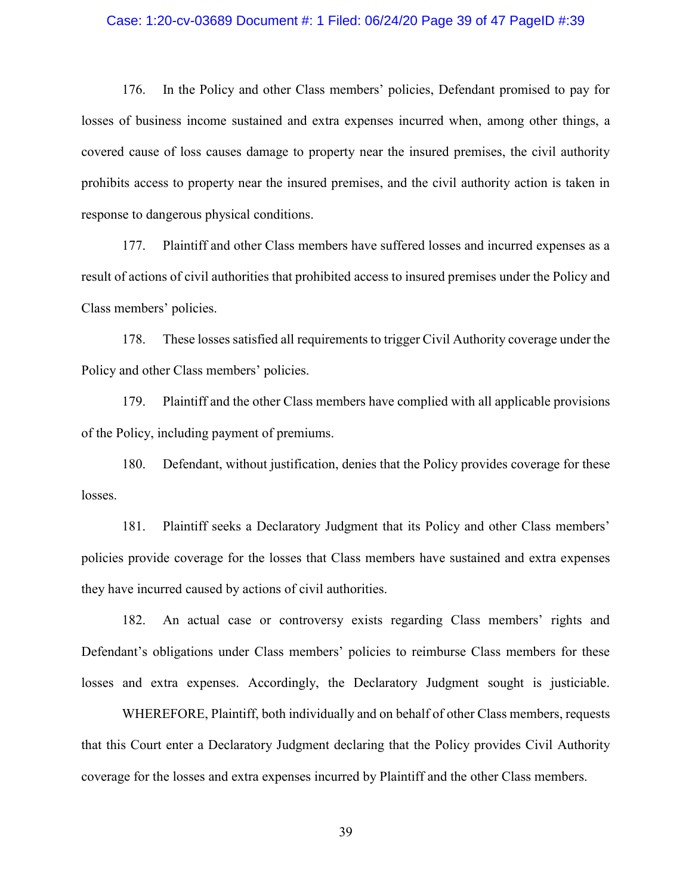176. In the Policy and other Class members' policies, Defendant promised to pay for losses of business income sustained and extra expenses incurred when, among other things, a covered cause of loss causes damage to property near the insured premises, the civil authority prohibits access to property near the insured premises, and the civil authority action is taken in response to dangerous physical conditions.

177. Plaintiff and other Class members have suffered losses and incurred expenses as a result of actions of civil authorities that prohibited access to insured premises under the Policy and Class members' policies.

178. These losses satisfied all requirements to trigger Civil Authority coverage under the Policy and other Class members' policies.

179. Plaintiff and the other Class members have complied with all applicable provisions of the Policy, including payment of premiums.

180. Defendant, without justification, denies that the Policy provides coverage for these losses.

181. Plaintiff seeks a Declaratory Judgment that its Policy and other Class members' policies provide coverage for the losses that Class members have sustained and extra expenses they have incurred caused by actions of civil authorities.

182. An actual case or controversy exists regarding Class members' rights and Defendant's obligations under Class members' policies to reimburse Class members for these losses and extra expenses. Accordingly, the Declaratory Judgment sought is justiciable.

WHEREFORE, Plaintiff, both individually and on behalf of other Class members, requests that this Court enter a Declaratory Judgment declaring that the Policy provides Civil Authority coverage for the losses and extra expenses incurred by Plaintiff and the other Class members.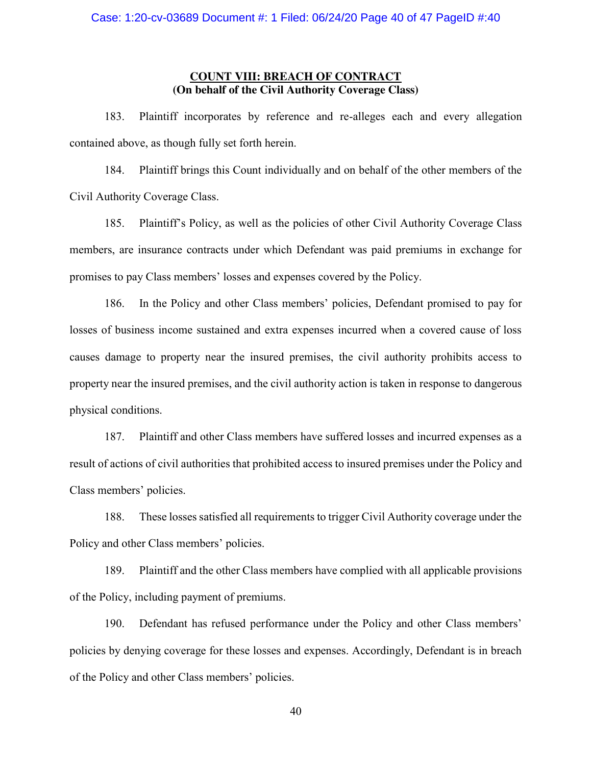**COUNT VIII: BREACH OF CONTRACT**
**(On behalf of the Civil Authority Coverage Class)**

183. Plaintiff incorporates by reference and re-alleges each and every allegation contained above, as though fully set forth herein.

184. Plaintiff brings this Count individually and on behalf of the other members of the Civil Authority Coverage Class.

185. Plaintiff's Policy, as well as the policies of other Civil Authority Coverage Class members, are insurance contracts under which Defendant was paid premiums in exchange for promises to pay Class members' losses and expenses covered by the Policy.

186. In the Policy and other Class members' policies, Defendant promised to pay for losses of business income sustained and extra expenses incurred when a covered cause of loss causes damage to property near the insured premises, the civil authority prohibits access to property near the insured premises, and the civil authority action is taken in response to dangerous physical conditions.

187. Plaintiff and other Class members have suffered losses and incurred expenses as a result of actions of civil authorities that prohibited access to insured premises under the Policy and Class members' policies.

188. These losses satisfied all requirements to trigger Civil Authority coverage under the Policy and other Class members' policies.

189. Plaintiff and the other Class members have complied with all applicable provisions of the Policy, including payment of premiums.

190. Defendant has refused performance under the Policy and other Class members' policies by denying coverage for these losses and expenses. Accordingly, Defendant is in breach of the Policy and other Class members' policies.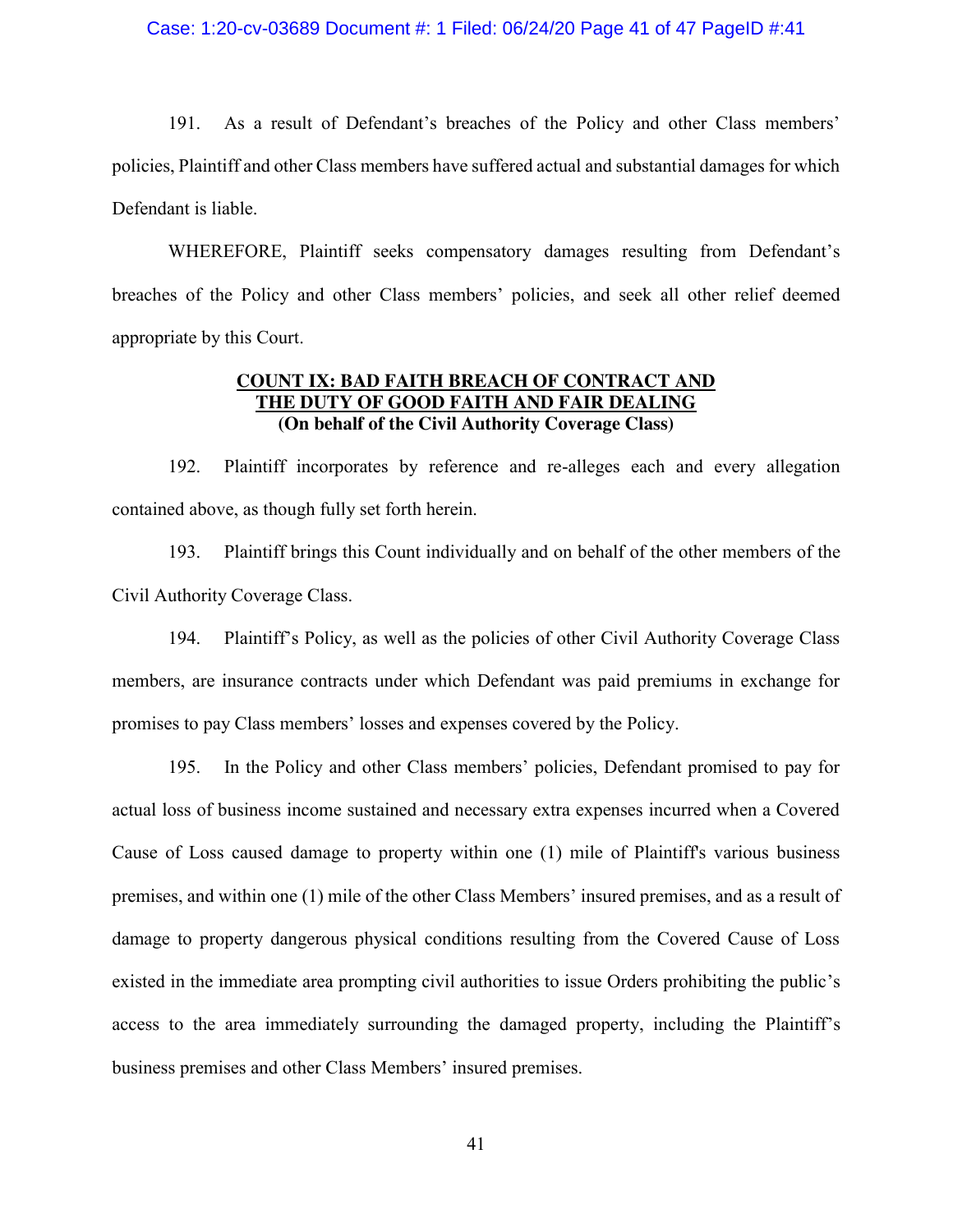191. As a result of Defendant's breaches of the Policy and other Class members' policies, Plaintiff and other Class members have suffered actual and substantial damages for which Defendant is liable.

WHEREFORE, Plaintiff seeks compensatory damages resulting from Defendant's breaches of the Policy and other Class members' policies, and seek all other relief deemed appropriate by this Court.

**COUNT IX: BAD FAITH BREACH OF CONTRACT AND THE DUTY OF GOOD FAITH AND FAIR DEALING**
**(On behalf of the Civil Authority Coverage Class)**

192. Plaintiff incorporates by reference and re-alleges each and every allegation contained above, as though fully set forth herein.

193. Plaintiff brings this Count individually and on behalf of the other members of the Civil Authority Coverage Class.

194. Plaintiff's Policy, as well as the policies of other Civil Authority Coverage Class members, are insurance contracts under which Defendant was paid premiums in exchange for promises to pay Class members' losses and expenses covered by the Policy.

195. In the Policy and other Class members' policies, Defendant promised to pay for actual loss of business income sustained and necessary extra expenses incurred when a Covered Cause of Loss caused damage to property within one (1) mile of Plaintiff's various business premises, and within one (1) mile of the other Class Members' insured premises, and as a result of damage to property dangerous physical conditions resulting from the Covered Cause of Loss existed in the immediate area prompting civil authorities to issue Orders prohibiting the public's access to the area immediately surrounding the damaged property, including the Plaintiff's business premises and other Class Members' insured premises.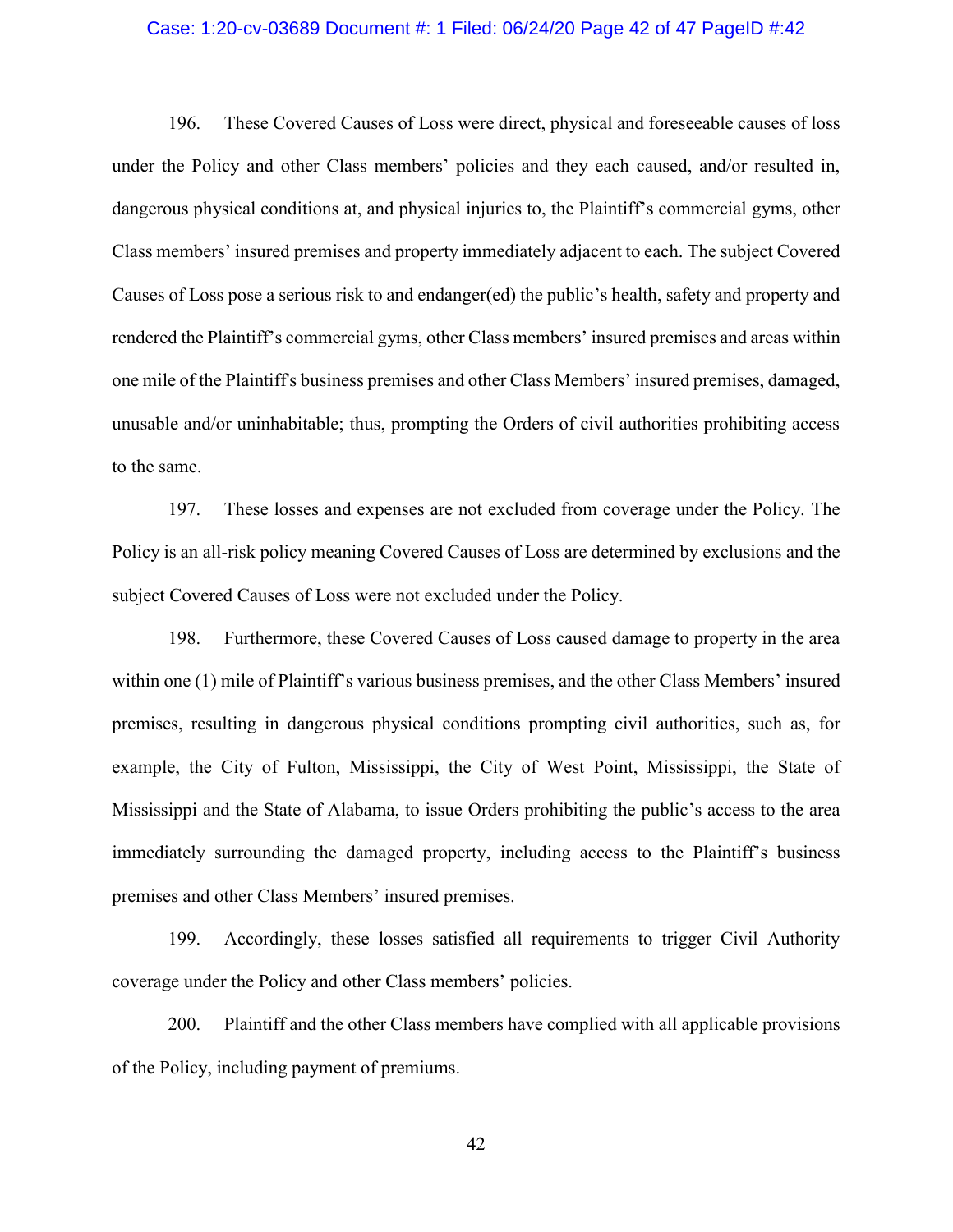196. These Covered Causes of Loss were direct, physical and foreseeable causes of loss under the Policy and other Class members' policies and they each caused, and/or resulted in, dangerous physical conditions at, and physical injuries to, the Plaintiff's commercial gyms, other Class members' insured premises and property immediately adjacent to each. The subject Covered Causes of Loss pose a serious risk to and endanger(ed) the public's health, safety and property and rendered the Plaintiff's commercial gyms, other Class members' insured premises and areas within one mile of the Plaintiff's business premises and other Class Members' insured premises, damaged, unusable and/or uninhabitable; thus, prompting the Orders of civil authorities prohibiting access to the same.

197. These losses and expenses are not excluded from coverage under the Policy. The Policy is an all-risk policy meaning Covered Causes of Loss are determined by exclusions and the subject Covered Causes of Loss were not excluded under the Policy.

198. Furthermore, these Covered Causes of Loss caused damage to property in the area within one (1) mile of Plaintiff's various business premises, and the other Class Members' insured premises, resulting in dangerous physical conditions prompting civil authorities, such as, for example, the City of Fulton, Mississippi, the City of West Point, Mississippi, the State of Mississippi and the State of Alabama, to issue Orders prohibiting the public's access to the area immediately surrounding the damaged property, including access to the Plaintiff's business premises and other Class Members' insured premises.

199. Accordingly, these losses satisfied all requirements to trigger Civil Authority coverage under the Policy and other Class members' policies.

200. Plaintiff and the other Class members have complied with all applicable provisions of the Policy, including payment of premiums.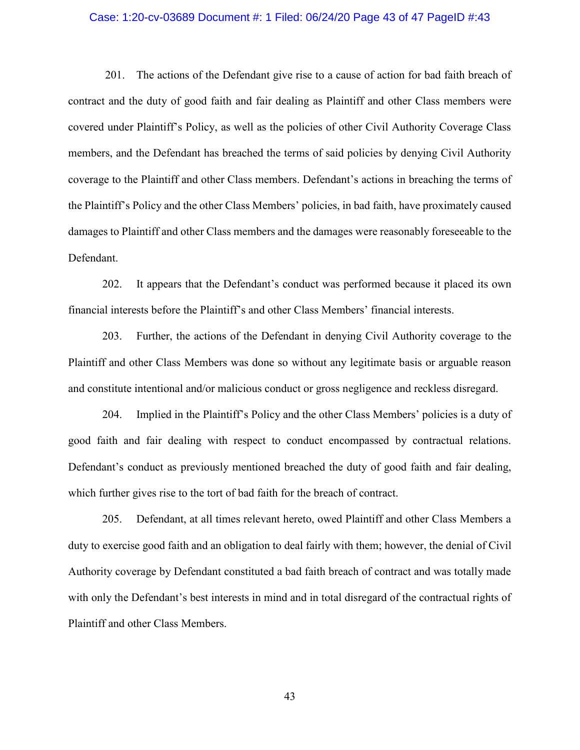201. The actions of the Defendant give rise to a cause of action for bad faith breach of contract and the duty of good faith and fair dealing as Plaintiff and other Class members were covered under Plaintiff's Policy, as well as the policies of other Civil Authority Coverage Class members, and the Defendant has breached the terms of said policies by denying Civil Authority coverage to the Plaintiff and other Class members. Defendant's actions in breaching the terms of the Plaintiff's Policy and the other Class Members' policies, in bad faith, have proximately caused damages to Plaintiff and other Class members and the damages were reasonably foreseeable to the Defendant.

202. It appears that the Defendant's conduct was performed because it placed its own financial interests before the Plaintiff's and other Class Members' financial interests.

203. Further, the actions of the Defendant in denying Civil Authority coverage to the Plaintiff and other Class Members was done so without any legitimate basis or arguable reason and constitute intentional and/or malicious conduct or gross negligence and reckless disregard.

204. Implied in the Plaintiff's Policy and the other Class Members' policies is a duty of good faith and fair dealing with respect to conduct encompassed by contractual relations. Defendant's conduct as previously mentioned breached the duty of good faith and fair dealing, which further gives rise to the tort of bad faith for the breach of contract.

205. Defendant, at all times relevant hereto, owed Plaintiff and other Class Members a duty to exercise good faith and an obligation to deal fairly with them; however, the denial of Civil Authority coverage by Defendant constituted a bad faith breach of contract and was totally made with only the Defendant's best interests in mind and in total disregard of the contractual rights of Plaintiff and other Class Members.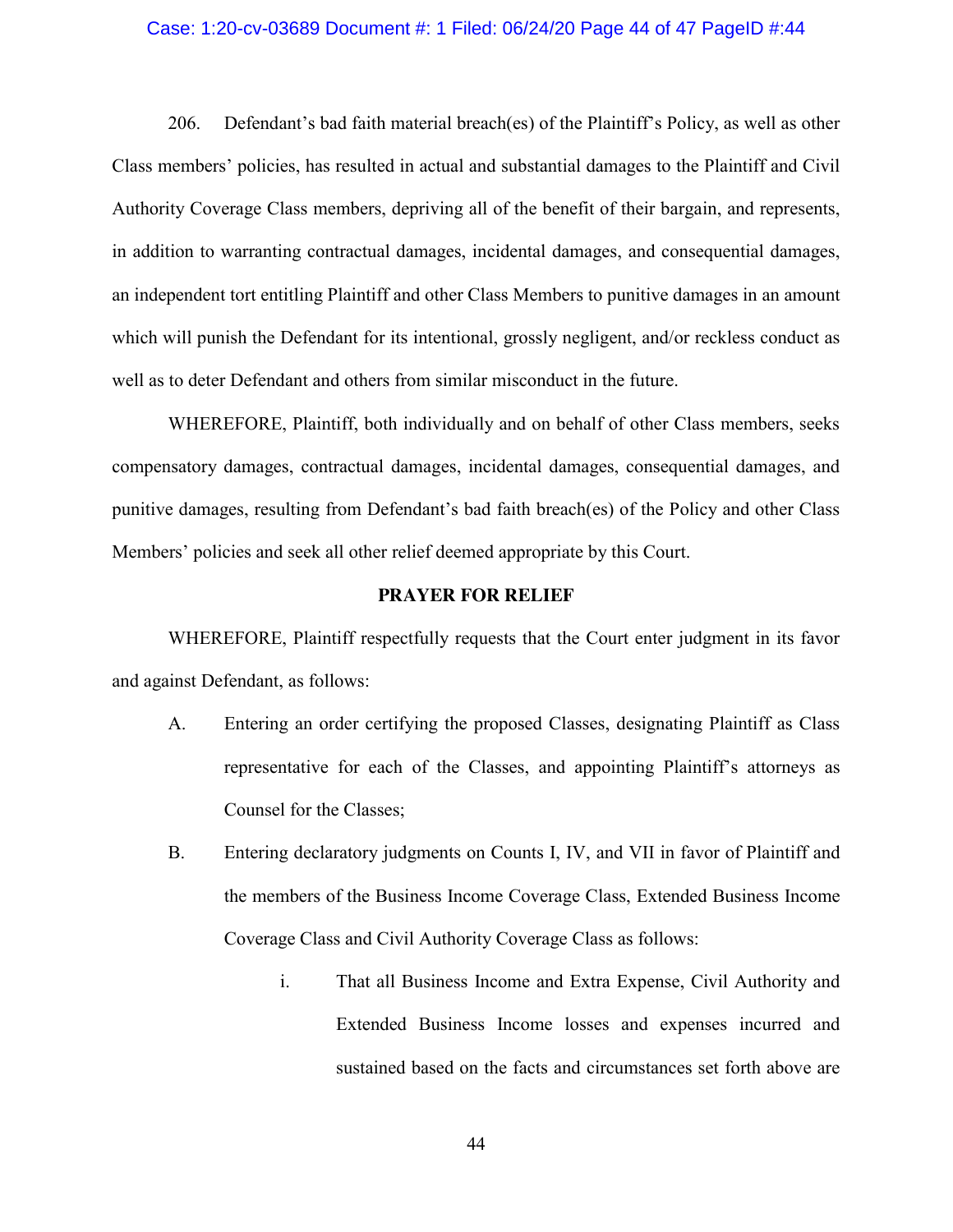206. Defendant's bad faith material breach(es) of the Plaintiff's Policy, as well as other Class members' policies, has resulted in actual and substantial damages to the Plaintiff and Civil Authority Coverage Class members, depriving all of the benefit of their bargain, and represents, in addition to warranting contractual damages, incidental damages, and consequential damages, an independent tort entitling Plaintiff and other Class Members to punitive damages in an amount which will punish the Defendant for its intentional, grossly negligent, and/or reckless conduct as well as to deter Defendant and others from similar misconduct in the future.

WHEREFORE, Plaintiff, both individually and on behalf of other Class members, seeks compensatory damages, contractual damages, incidental damages, consequential damages, and punitive damages, resulting from Defendant's bad faith breach(es) of the Policy and other Class Members' policies and seek all other relief deemed appropriate by this Court.

## PRAYER FOR RELIEF

WHEREFORE, Plaintiff respectfully requests that the Court enter judgment in its favor and against Defendant, as follows:

A. Entering an order certifying the proposed Classes, designating Plaintiff as Class representative for each of the Classes, and appointing Plaintiff's attorneys as Counsel for the Classes;

B. Entering declaratory judgments on Counts I, IV, and VII in favor of Plaintiff and the members of the Business Income Coverage Class, Extended Business Income Coverage Class and Civil Authority Coverage Class as follows:

   i. That all Business Income and Extra Expense, Civil Authority and Extended Business Income losses and expenses incurred and sustained based on the facts and circumstances set forth above are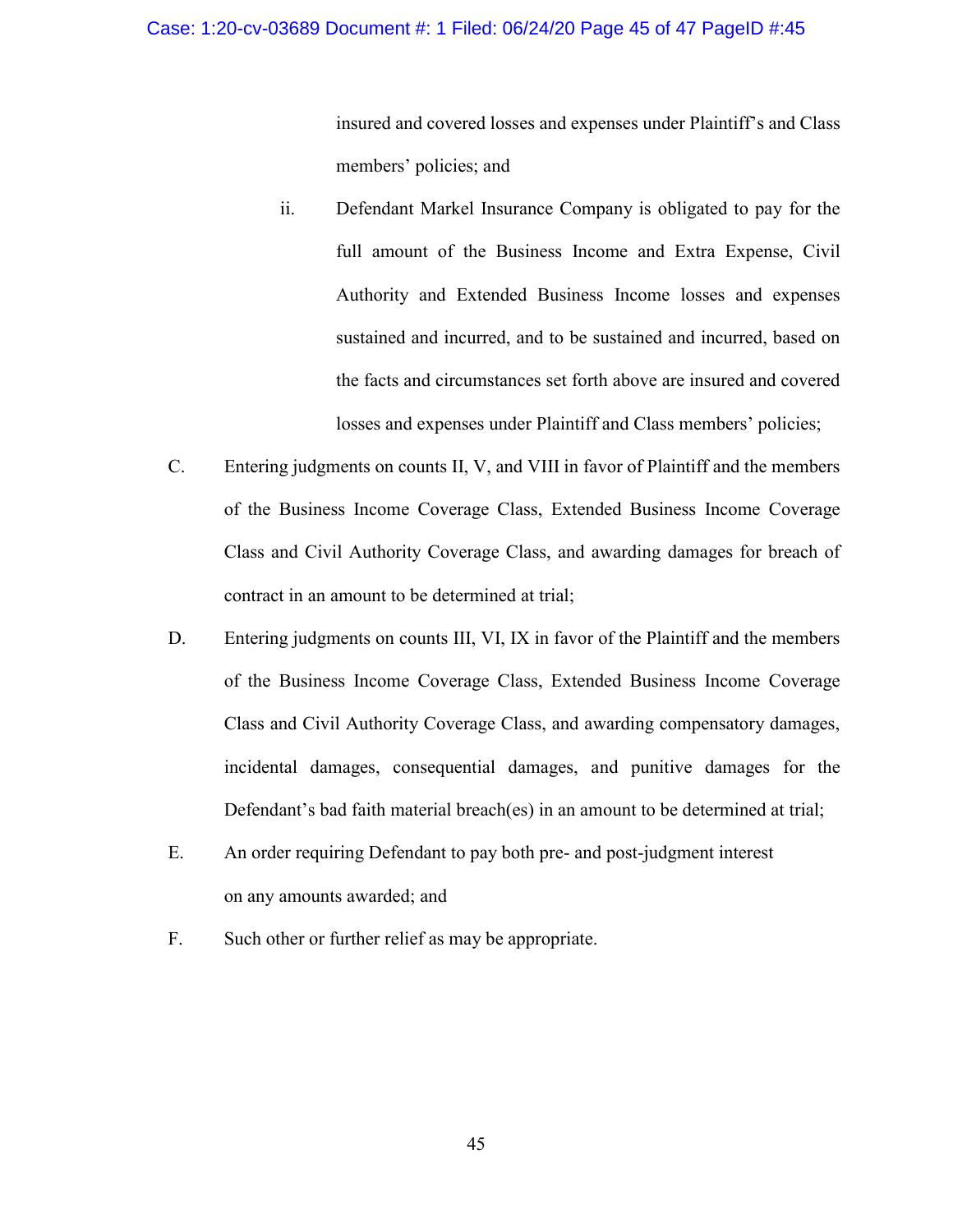insured and covered losses and expenses under Plaintiff's and Class members' policies; and

ii. Defendant Markel Insurance Company is obligated to pay for the full amount of the Business Income and Extra Expense, Civil Authority and Extended Business Income losses and expenses sustained and incurred, and to be sustained and incurred, based on the facts and circumstances set forth above are insured and covered losses and expenses under Plaintiff and Class members' policies;

C. Entering judgments on counts II, V, and VIII in favor of Plaintiff and the members of the Business Income Coverage Class, Extended Business Income Coverage Class and Civil Authority Coverage Class, and awarding damages for breach of contract in an amount to be determined at trial;

D. Entering judgments on counts III, VI, IX in favor of the Plaintiff and the members of the Business Income Coverage Class, Extended Business Income Coverage Class and Civil Authority Coverage Class, and awarding compensatory damages, incidental damages, consequential damages, and punitive damages for the Defendant's bad faith material breach(es) in an amount to be determined at trial;

E. An order requiring Defendant to pay both pre- and post-judgment interest on any amounts awarded; and

F. Such other or further relief as may be appropriate.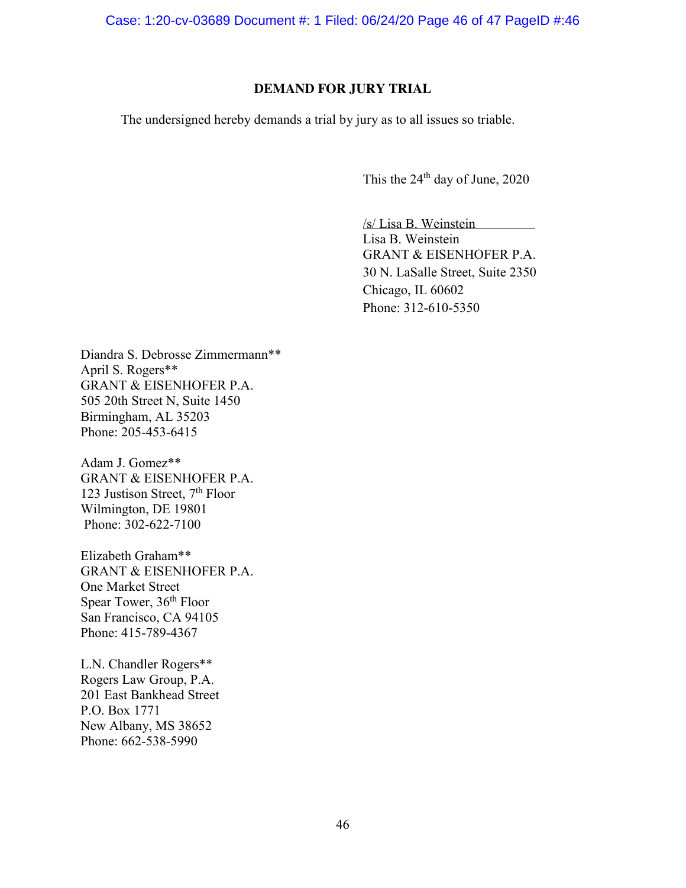## DEMAND FOR JURY TRIAL

The undersigned hereby demands a trial by jury as to all issues so triable.

This the 24th day of June, 2020

/s/ Lisa B. Weinstein
Lisa B. Weinstein
GRANT & EISENHOFER P.A.
30 N. LaSalle Street, Suite 2350
Chicago, IL 60602
Phone: 312-610-5350

Diandra S. Debrosse Zimmermann**
April S. Rogers**
GRANT & EISENHOFER P.A.
505 20th Street N, Suite 1450
Birmingham, AL 35203
Phone: 205-453-6415

Adam J. Gomez**
GRANT & EISENHOFER P.A.
123 Justison Street, 7th Floor
Wilmington, DE 19801
Phone: 302-622-7100

Elizabeth Graham**
GRANT & EISENHOFER P.A.
One Market Street
Spear Tower, 36th Floor
San Francisco, CA 94105
Phone: 415-789-4367

L.N. Chandler Rogers**
Rogers Law Group, P.A.
201 East Bankhead Street
P.O. Box 1771
New Albany, MS 38652
Phone: 662-538-5990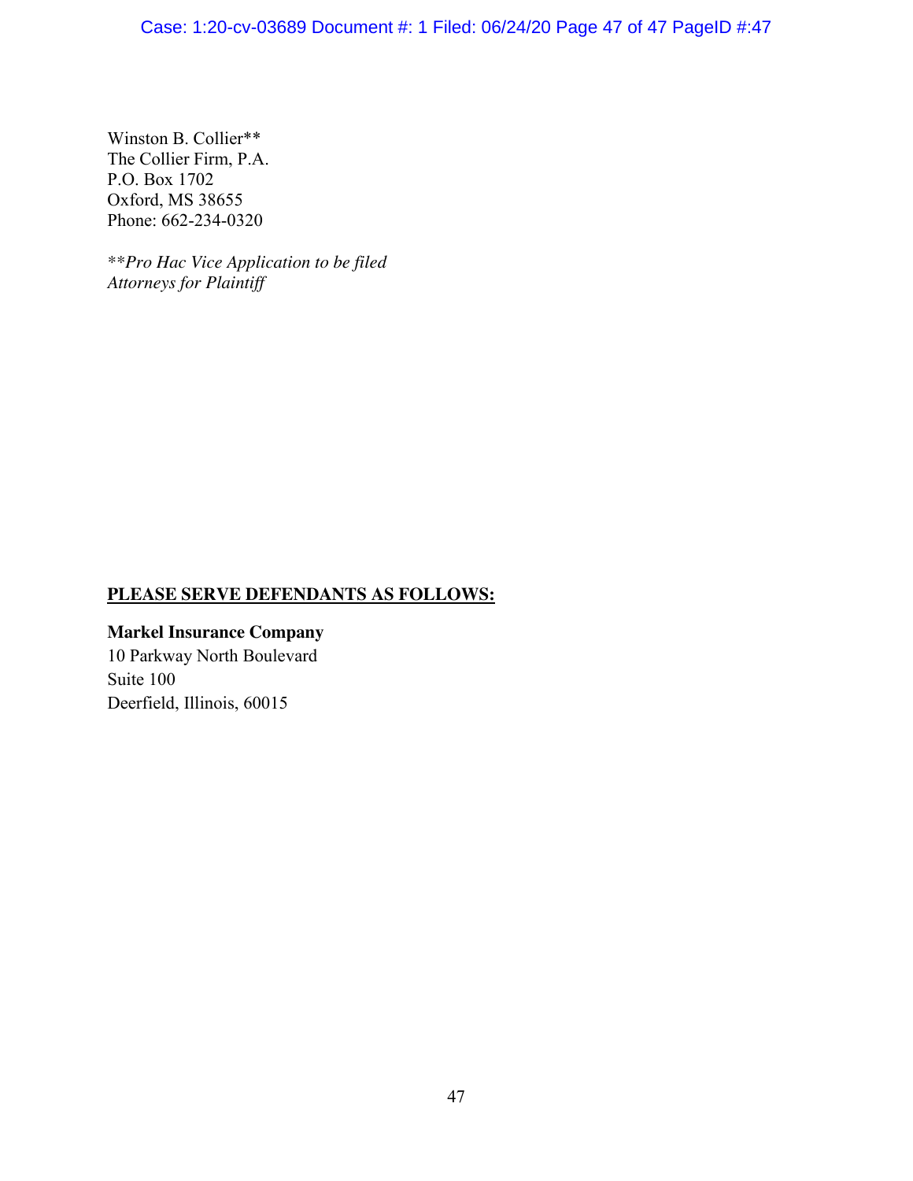Winston B. Collier**  
The Collier Firm, P.A.  
P.O. Box 1702  
Oxford, MS 38655  
Phone: 662-234-0320

*\*\*Pro Hac Vice Application to be filed*  
*Attorneys for Plaintiff*

**PLEASE SERVE DEFENDANTS AS FOLLOWS:**

**Markel Insurance Company**  
10 Parkway North Boulevard  
Suite 100  
Deerfield, Illinois, 60015